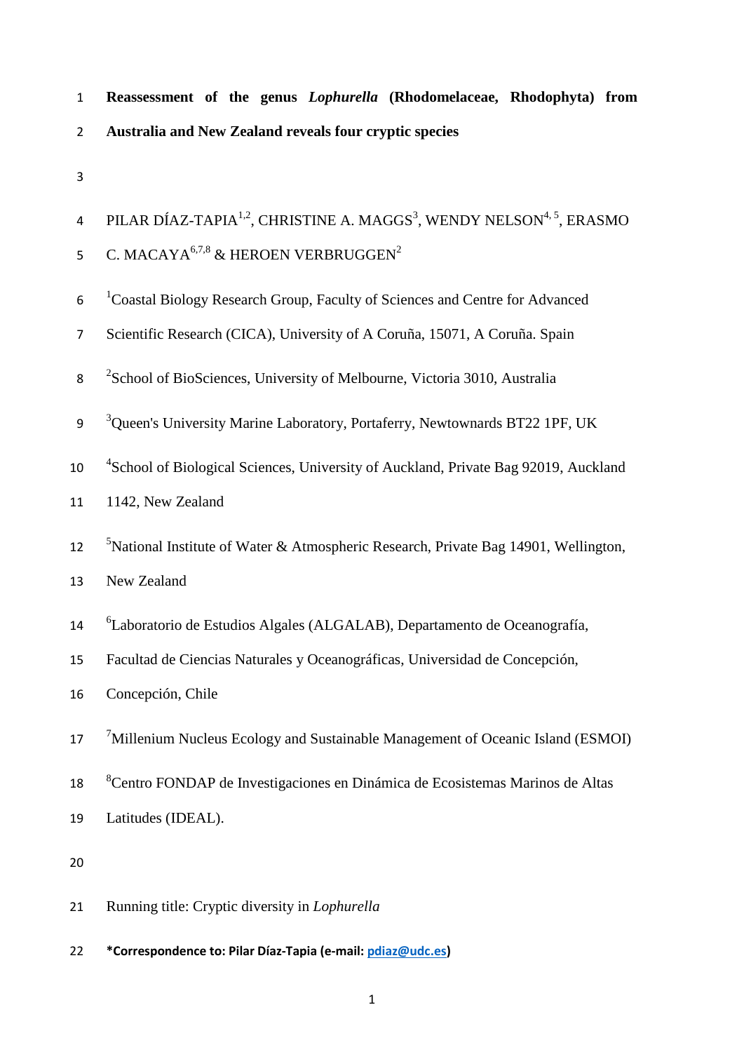# Reassessment of the genus *Lophurella* (Rhodomelaceae, Rhodophyta) from Australia and New Zealand reveals four cryptic species

PILAR DÍAZ-TAPIA[1,2], CHRISTINE A. MAGGS[3], WENDY NELSON[4, 5], ERASMO C. MACAYA[6,7,8] & HEROEN VERBRUGGEN[2]

[1]Coastal Biology Research Group, Faculty of Sciences and Centre for Advanced Scientific Research (CICA), University of A Coruña, 15071, A Coruña. Spain

[2]School of BioSciences, University of Melbourne, Victoria 3010, Australia

[3]Queen's University Marine Laboratory, Portaferry, Newtownards BT22 1PF, UK

[4]School of Biological Sciences, University of Auckland, Private Bag 92019, Auckland 1142, New Zealand

[5]National Institute of Water & Atmospheric Research, Private Bag 14901, Wellington, New Zealand

[6]Laboratorio de Estudios Algales (ALGALAB), Departamento de Oceanografía, Facultad de Ciencias Naturales y Oceanográficas, Universidad de Concepción, Concepción, Chile

[7]Millenium Nucleus Ecology and Sustainable Management of Oceanic Island (ESMOI)

[8]Centro FONDAP de Investigaciones en Dinámica de Ecosistemas Marinos de Altas Latitudes (IDEAL).

Running title: Cryptic diversity in *Lophurella*

**\*Correspondence to: Pilar Díaz-Tapia (e-mail: pdiaz@udc.es)**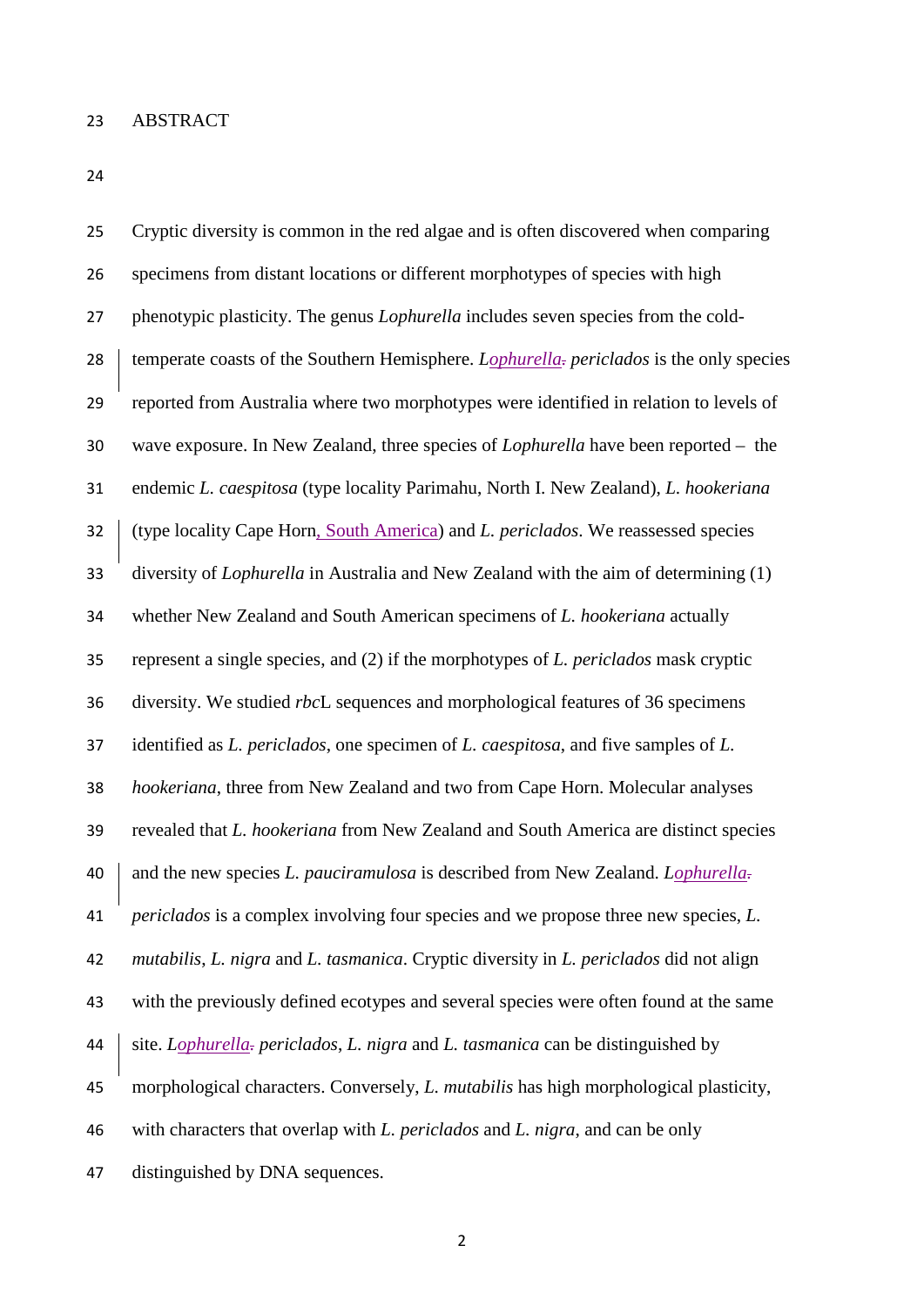ABSTRACT

Cryptic diversity is common in the red algae and is often discovered when comparing specimens from distant locations or different morphotypes of species with high phenotypic plasticity. The genus *Lophurella* includes seven species from the cold-temperate coasts of the Southern Hemisphere. *Lophurella periclados* is the only species reported from Australia where two morphotypes were identified in relation to levels of wave exposure. In New Zealand, three species of *Lophurella* have been reported – the endemic *L. caespitosa* (type locality Parimahu, North I. New Zealand), *L. hookeriana* (type locality Cape Horn, South America) and *L. periclados*. We reassessed species diversity of *Lophurella* in Australia and New Zealand with the aim of determining (1) whether New Zealand and South American specimens of *L. hookeriana* actually represent a single species, and (2) if the morphotypes of *L. periclados* mask cryptic diversity. We studied *rbc*L sequences and morphological features of 36 specimens identified as *L. periclados*, one specimen of *L. caespitosa*, and five samples of *L. hookeriana*, three from New Zealand and two from Cape Horn. Molecular analyses revealed that *L. hookeriana* from New Zealand and South America are distinct species and the new species *L. pauciramulosa* is described from New Zealand. *Lophurella periclados* is a complex involving four species and we propose three new species, *L. mutabilis*, *L. nigra* and *L. tasmanica*. Cryptic diversity in *L. periclados* did not align with the previously defined ecotypes and several species were often found at the same site. *Lophurella periclados*, *L. nigra* and *L. tasmanica* can be distinguished by morphological characters. Conversely, *L. mutabilis* has high morphological plasticity, with characters that overlap with *L. periclados* and *L. nigra*, and can be only distinguished by DNA sequences.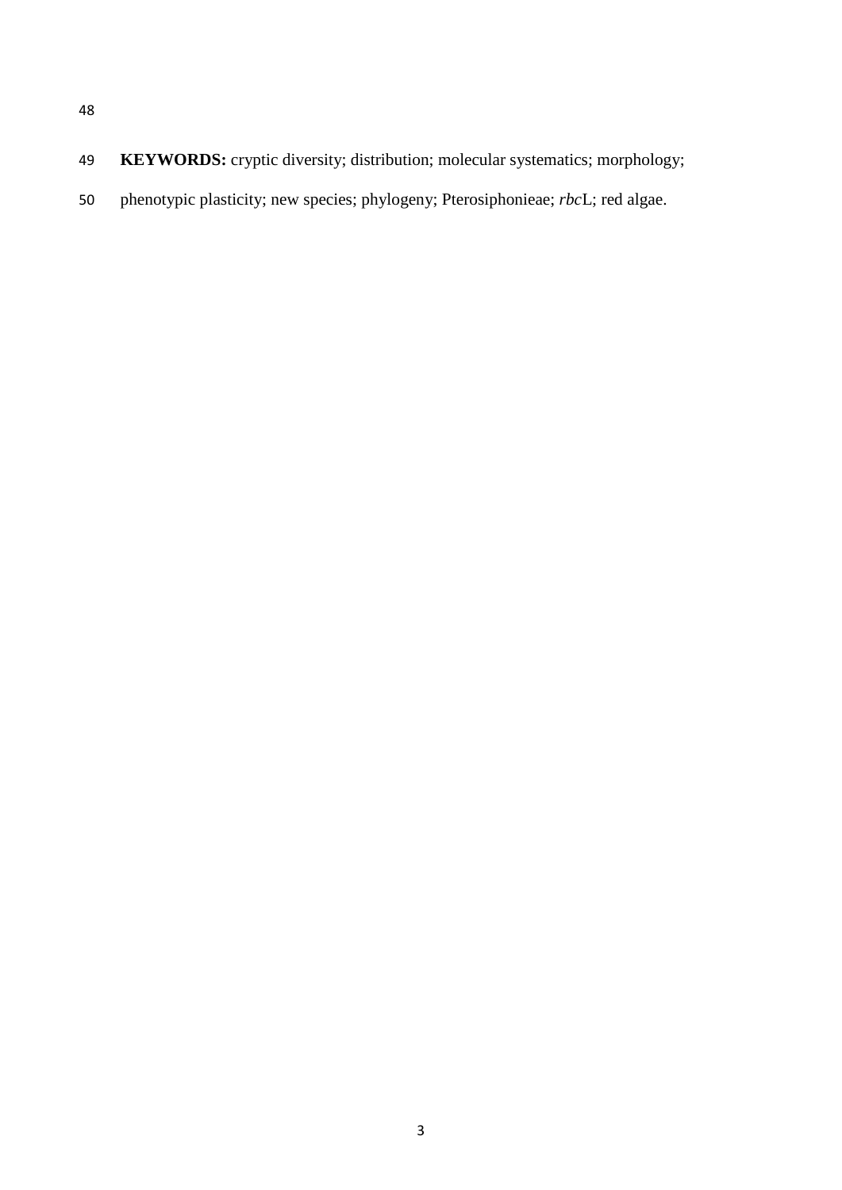**KEYWORDS:** cryptic diversity; distribution; molecular systematics; morphology; phenotypic plasticity; new species; phylogeny; Pterosiphonieae; *rbc*L; red algae.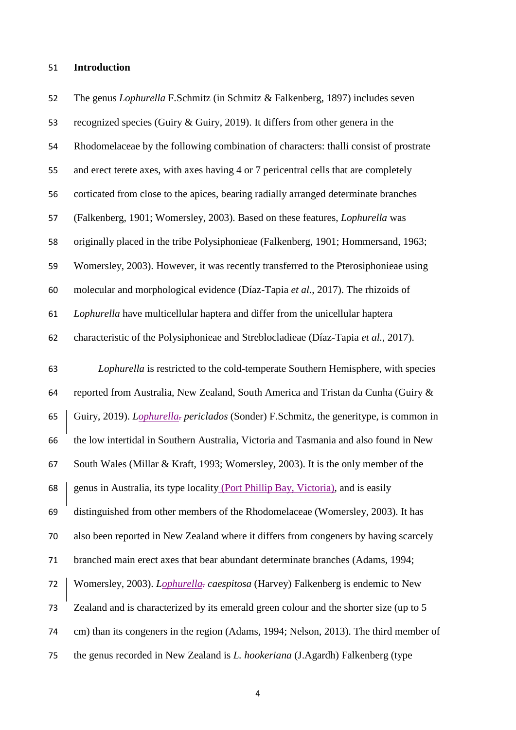## Introduction

The genus *Lophurella* F.Schmitz (in Schmitz & Falkenberg, 1897) includes seven recognized species (Guiry & Guiry, 2019). It differs from other genera in the Rhodomelaceae by the following combination of characters: thalli consist of prostrate and erect terete axes, with axes having 4 or 7 pericentral cells that are completely corticated from close to the apices, bearing radially arranged determinate branches (Falkenberg, 1901; Womersley, 2003). Based on these features, *Lophurella* was originally placed in the tribe Polysiphonieae (Falkenberg, 1901; Hommersand, 1963; Womersley, 2003). However, it was recently transferred to the Pterosiphonieae using molecular and morphological evidence (Díaz-Tapia *et al.*, 2017). The rhizoids of *Lophurella* have multicellular haptera and differ from the unicellular haptera characteristic of the Polysiphonieae and Streblocladieae (Díaz-Tapia *et al.*, 2017).

*Lophurella* is restricted to the cold-temperate Southern Hemisphere, with species reported from Australia, New Zealand, South America and Tristan da Cunha (Guiry & Guiry, 2019). *Lophurella periclados* (Sonder) F.Schmitz, the generitype, is common in the low intertidal in Southern Australia, Victoria and Tasmania and also found in New South Wales (Millar & Kraft, 1993; Womersley, 2003). It is the only member of the genus in Australia, its type locality (Port Phillip Bay, Victoria), and is easily distinguished from other members of the Rhodomelaceae (Womersley, 2003). It has also been reported in New Zealand where it differs from congeners by having scarcely branched main erect axes that bear abundant determinate branches (Adams, 1994; Womersley, 2003). *Lophurella caespitosa* (Harvey) Falkenberg is endemic to New Zealand and is characterized by its emerald green colour and the shorter size (up to 5 cm) than its congeners in the region (Adams, 1994; Nelson, 2013). The third member of the genus recorded in New Zealand is *L. hookeriana* (J.Agardh) Falkenberg (type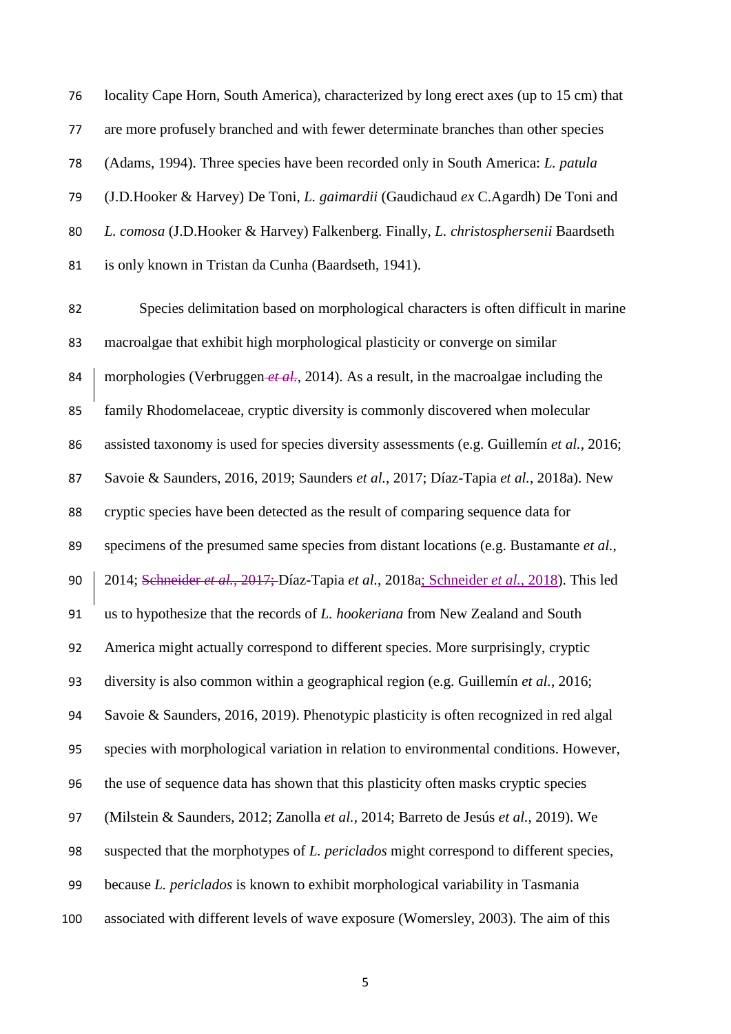locality Cape Horn, South America), characterized by long erect axes (up to 15 cm) that are more profusely branched and with fewer determinate branches than other species (Adams, 1994). Three species have been recorded only in South America: *L. patula* (J.D.Hooker & Harvey) De Toni, *L. gaimardii* (Gaudichaud *ex* C.Agardh) De Toni and *L. comosa* (J.D.Hooker & Harvey) Falkenberg. Finally, *L. christosphersenii* Baardseth is only known in Tristan da Cunha (Baardseth, 1941).

Species delimitation based on morphological characters is often difficult in marine macroalgae that exhibit high morphological plasticity or converge on similar morphologies (Verbruggen~~ *et al.*~~, 2014). As a result, in the macroalgae including the family Rhodomelaceae, cryptic diversity is commonly discovered when molecular assisted taxonomy is used for species diversity assessments (e.g. Guillemín *et al.*, 2016; Savoie & Saunders, 2016, 2019; Saunders *et al.*, 2017; Díaz-Tapia *et al.*, 2018a). New cryptic species have been detected as the result of comparing sequence data for specimens of the presumed same species from distant locations (e.g. Bustamante *et al.*, 2014; ~~Schneider *et al.*, 2017; ~~Díaz-Tapia *et al.*, 2018a; Schneider *et al.*, 2018). This led us to hypothesize that the records of *L. hookeriana* from New Zealand and South America might actually correspond to different species. More surprisingly, cryptic diversity is also common within a geographical region (e.g. Guillemín *et al.*, 2016; Savoie & Saunders, 2016, 2019). Phenotypic plasticity is often recognized in red algal species with morphological variation in relation to environmental conditions. However, the use of sequence data has shown that this plasticity often masks cryptic species (Milstein & Saunders, 2012; Zanolla *et al.*, 2014; Barreto de Jesús *et al.*, 2019). We suspected that the morphotypes of *L. periclados* might correspond to different species, because *L. periclados* is known to exhibit morphological variability in Tasmania associated with different levels of wave exposure (Womersley, 2003). The aim of this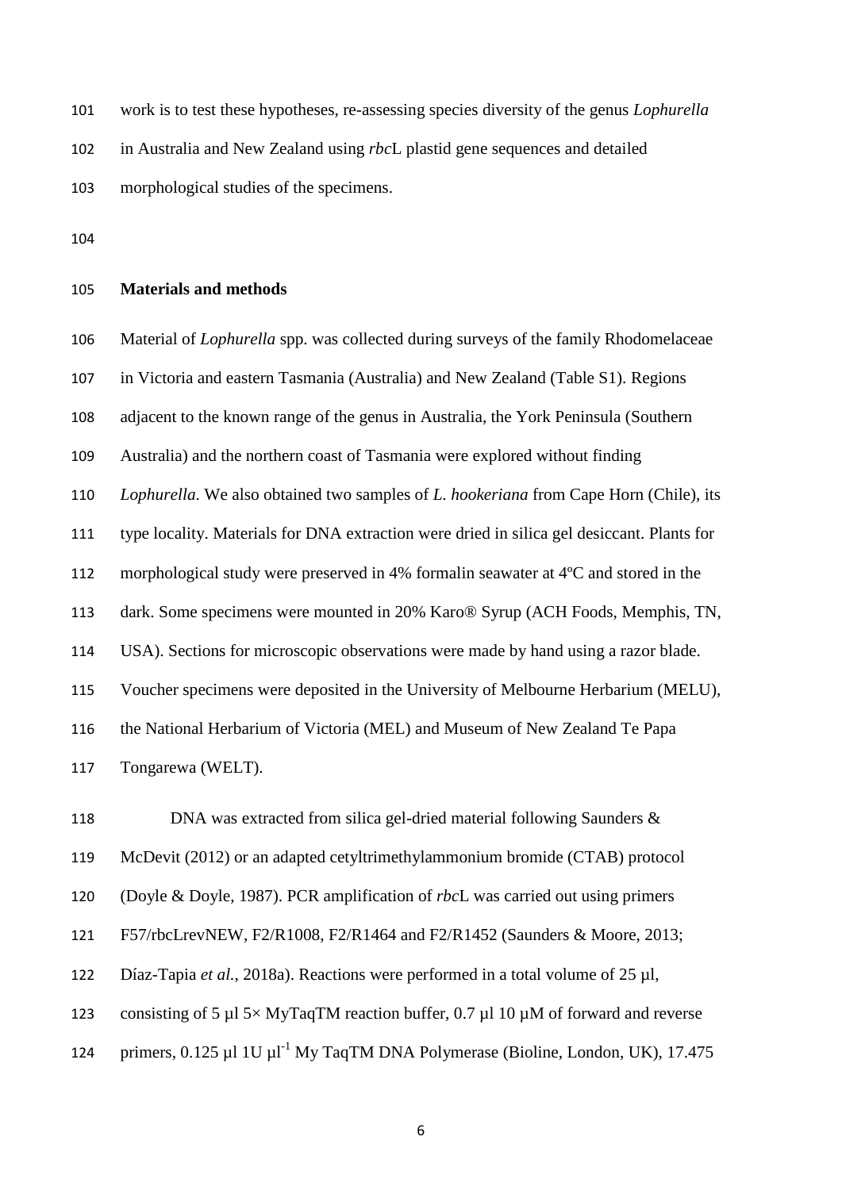work is to test these hypotheses, re-assessing species diversity of the genus *Lophurella* in Australia and New Zealand using *rbc*L plastid gene sequences and detailed morphological studies of the specimens.

## Materials and methods

Material of *Lophurella* spp. was collected during surveys of the family Rhodomelaceae in Victoria and eastern Tasmania (Australia) and New Zealand (Table S1). Regions adjacent to the known range of the genus in Australia, the York Peninsula (Southern Australia) and the northern coast of Tasmania were explored without finding *Lophurella*. We also obtained two samples of *L. hookeriana* from Cape Horn (Chile), its type locality. Materials for DNA extraction were dried in silica gel desiccant. Plants for morphological study were preserved in 4% formalin seawater at 4ºC and stored in the dark. Some specimens were mounted in 20% Karo® Syrup (ACH Foods, Memphis, TN, USA). Sections for microscopic observations were made by hand using a razor blade. Voucher specimens were deposited in the University of Melbourne Herbarium (MELU), the National Herbarium of Victoria (MEL) and Museum of New Zealand Te Papa Tongarewa (WELT).

DNA was extracted from silica gel-dried material following Saunders & McDevit (2012) or an adapted cetyltrimethylammonium bromide (CTAB) protocol (Doyle & Doyle, 1987). PCR amplification of *rbc*L was carried out using primers F57/rbcLrevNEW, F2/R1008, F2/R1464 and F2/R1452 (Saunders & Moore, 2013; Díaz-Tapia *et al.*, 2018a). Reactions were performed in a total volume of 25 µl, consisting of 5 µl 5× MyTaqTM reaction buffer, 0.7 µl 10 µM of forward and reverse primers, 0.125 µl 1U µl$^{-1}$ My TaqTM DNA Polymerase (Bioline, London, UK), 17.475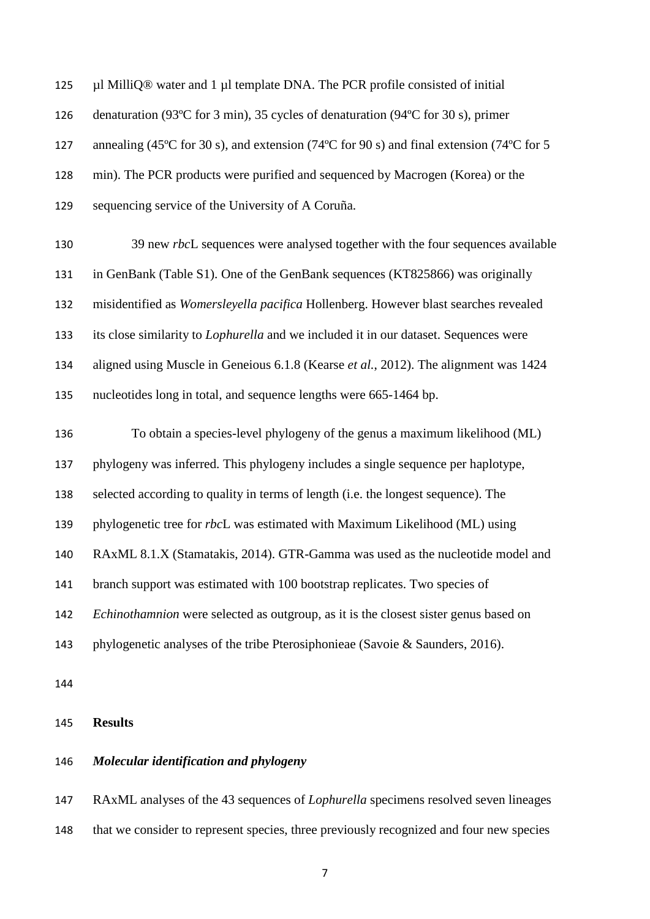µl MilliQ® water and 1 µl template DNA. The PCR profile consisted of initial denaturation (93ºC for 3 min), 35 cycles of denaturation (94ºC for 30 s), primer annealing (45ºC for 30 s), and extension (74ºC for 90 s) and final extension (74ºC for 5 min). The PCR products were purified and sequenced by Macrogen (Korea) or the sequencing service of the University of A Coruña.

39 new *rbc*L sequences were analysed together with the four sequences available in GenBank (Table S1). One of the GenBank sequences (KT825866) was originally misidentified as *Womersleyella pacifica* Hollenberg. However blast searches revealed its close similarity to *Lophurella* and we included it in our dataset. Sequences were aligned using Muscle in Geneious 6.1.8 (Kearse *et al.*, 2012). The alignment was 1424 nucleotides long in total, and sequence lengths were 665-1464 bp.

To obtain a species-level phylogeny of the genus a maximum likelihood (ML) phylogeny was inferred. This phylogeny includes a single sequence per haplotype, selected according to quality in terms of length (i.e. the longest sequence). The phylogenetic tree for *rbc*L was estimated with Maximum Likelihood (ML) using RAxML 8.1.X (Stamatakis, 2014). GTR-Gamma was used as the nucleotide model and branch support was estimated with 100 bootstrap replicates. Two species of *Echinothamnion* were selected as outgroup, as it is the closest sister genus based on phylogenetic analyses of the tribe Pterosiphonieae (Savoie & Saunders, 2016).

## Results

### *Molecular identification and phylogeny*

RAxML analyses of the 43 sequences of *Lophurella* specimens resolved seven lineages that we consider to represent species, three previously recognized and four new species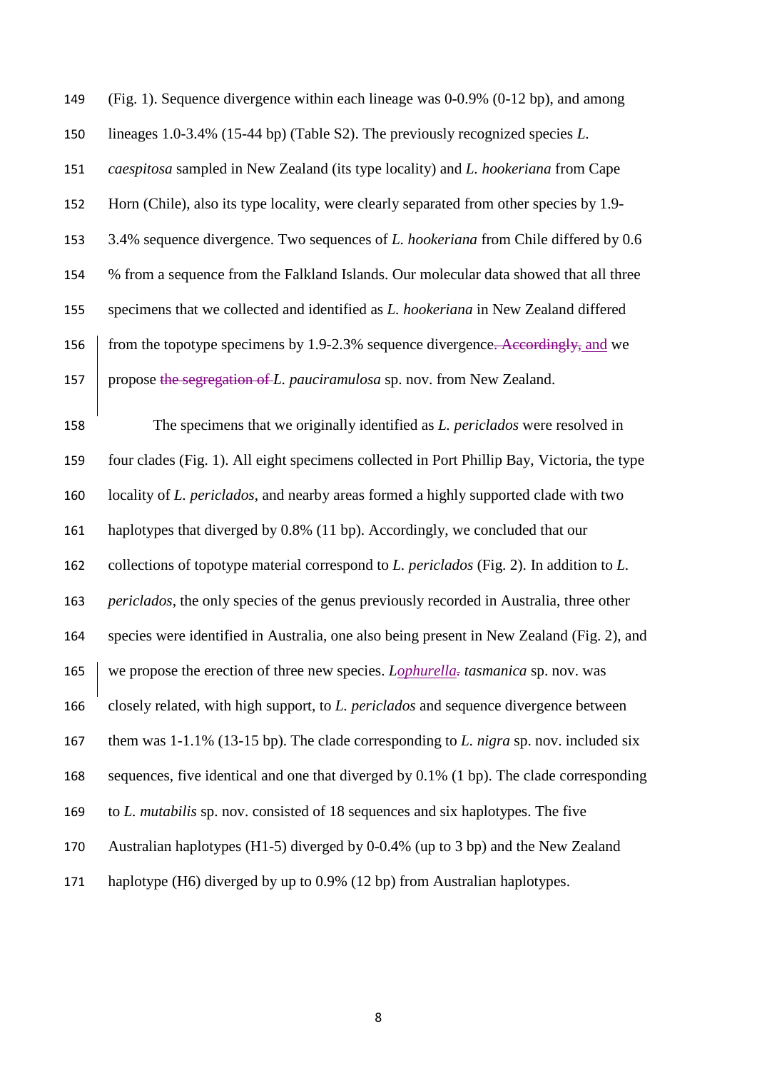(Fig. 1). Sequence divergence within each lineage was 0-0.9% (0-12 bp), and among lineages 1.0-3.4% (15-44 bp) (Table S2). The previously recognized species *L. caespitosa* sampled in New Zealand (its type locality) and *L. hookeriana* from Cape Horn (Chile), also its type locality, were clearly separated from other species by 1.9-3.4% sequence divergence. Two sequences of *L. hookeriana* from Chile differed by 0.6 % from a sequence from the Falkland Islands. Our molecular data showed that all three specimens that we collected and identified as *L. hookeriana* in New Zealand differed from the topotype specimens by 1.9-2.3% sequence divergence~~. Accordingly,~~ and we propose ~~the segregation of~~ *L. pauciramulosa* sp. nov. from New Zealand.

The specimens that we originally identified as *L. periclados* were resolved in four clades (Fig. 1). All eight specimens collected in Port Phillip Bay, Victoria, the type locality of *L. periclados*, and nearby areas formed a highly supported clade with two haplotypes that diverged by 0.8% (11 bp). Accordingly, we concluded that our collections of topotype material correspond to *L. periclados* (Fig. 2). In addition to *L. periclados*, the only species of the genus previously recorded in Australia, three other species were identified in Australia, one also being present in New Zealand (Fig. 2), and we propose the erection of three new species. *Lophurella~~.~~ tasmanica* sp. nov. was closely related, with high support, to *L. periclados* and sequence divergence between them was 1-1.1% (13-15 bp). The clade corresponding to *L. nigra* sp. nov. included six sequences, five identical and one that diverged by 0.1% (1 bp). The clade corresponding to *L. mutabilis* sp. nov. consisted of 18 sequences and six haplotypes. The five Australian haplotypes (H1-5) diverged by 0-0.4% (up to 3 bp) and the New Zealand haplotype (H6) diverged by up to 0.9% (12 bp) from Australian haplotypes.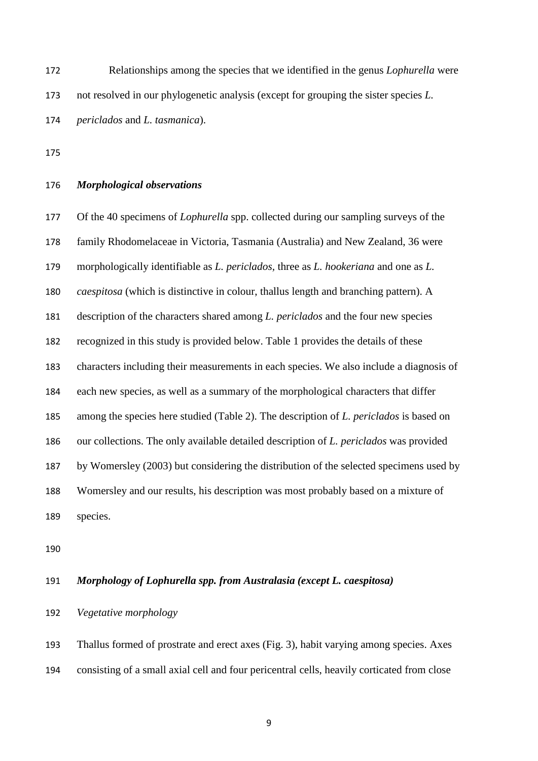Relationships among the species that we identified in the genus *Lophurella* were not resolved in our phylogenetic analysis (except for grouping the sister species *L. periclados* and *L. tasmanica*).

### *Morphological observations*

Of the 40 specimens of *Lophurella* spp. collected during our sampling surveys of the family Rhodomelaceae in Victoria, Tasmania (Australia) and New Zealand, 36 were morphologically identifiable as *L. periclados*, three as *L. hookeriana* and one as *L. caespitosa* (which is distinctive in colour, thallus length and branching pattern). A description of the characters shared among *L. periclados* and the four new species recognized in this study is provided below. Table 1 provides the details of these characters including their measurements in each species. We also include a diagnosis of each new species, as well as a summary of the morphological characters that differ among the species here studied (Table 2). The description of *L. periclados* is based on our collections. The only available detailed description of *L. periclados* was provided by Womersley (2003) but considering the distribution of the selected specimens used by Womersley and our results, his description was most probably based on a mixture of species.

### *Morphology of Lophurella spp. from Australasia (except L. caespitosa)*

*Vegetative morphology*

Thallus formed of prostrate and erect axes (Fig. 3), habit varying among species. Axes consisting of a small axial cell and four pericentral cells, heavily corticated from close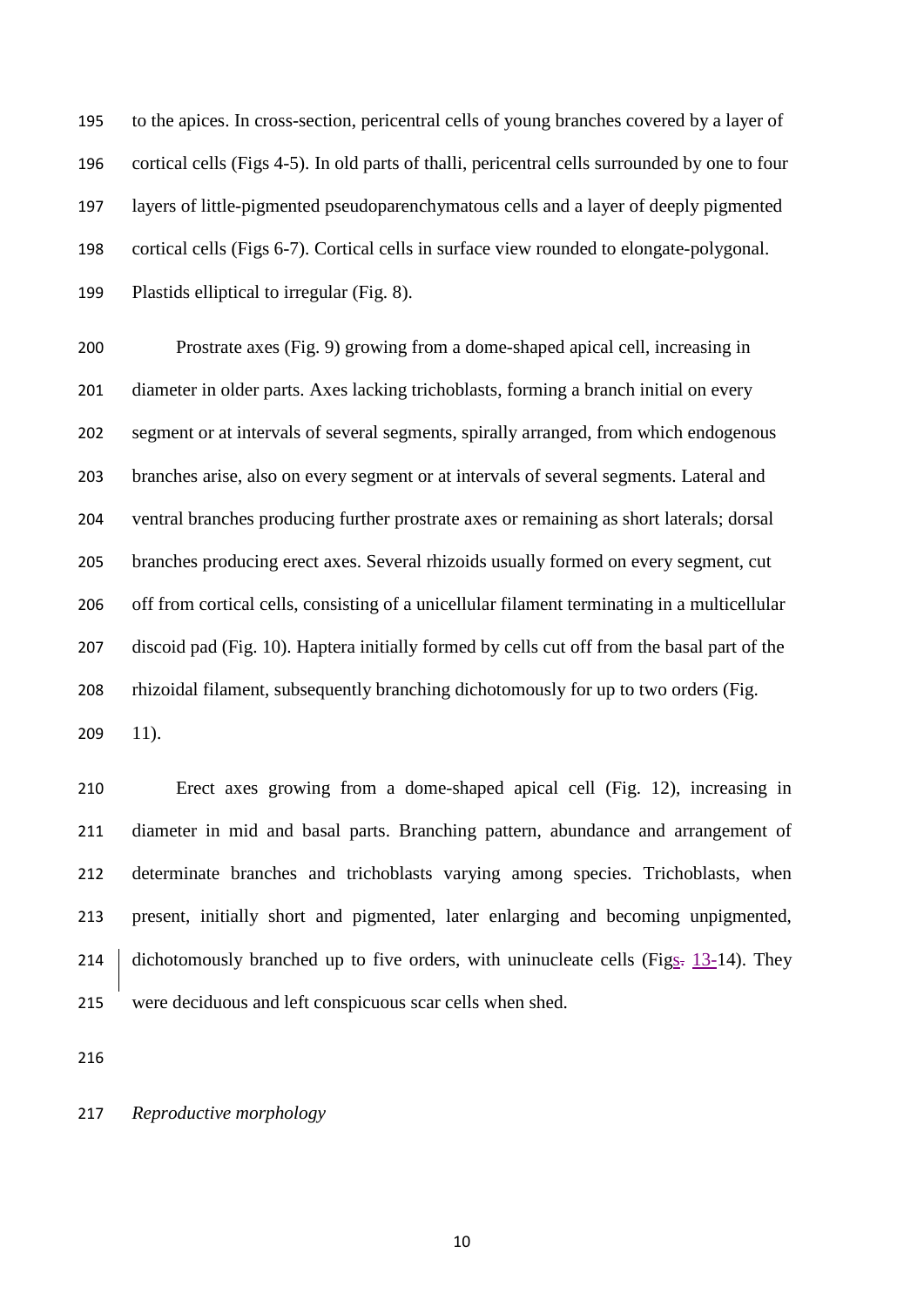to the apices. In cross-section, pericentral cells of young branches covered by a layer of cortical cells (Figs 4-5). In old parts of thalli, pericentral cells surrounded by one to four layers of little-pigmented pseudoparenchymatous cells and a layer of deeply pigmented cortical cells (Figs 6-7). Cortical cells in surface view rounded to elongate-polygonal. Plastids elliptical to irregular (Fig. 8).

Prostrate axes (Fig. 9) growing from a dome-shaped apical cell, increasing in diameter in older parts. Axes lacking trichoblasts, forming a branch initial on every segment or at intervals of several segments, spirally arranged, from which endogenous branches arise, also on every segment or at intervals of several segments. Lateral and ventral branches producing further prostrate axes or remaining as short laterals; dorsal branches producing erect axes. Several rhizoids usually formed on every segment, cut off from cortical cells, consisting of a unicellular filament terminating in a multicellular discoid pad (Fig. 10). Haptera initially formed by cells cut off from the basal part of the rhizoidal filament, subsequently branching dichotomously for up to two orders (Fig. 11).

Erect axes growing from a dome-shaped apical cell (Fig. 12), increasing in diameter in mid and basal parts. Branching pattern, abundance and arrangement of determinate branches and trichoblasts varying among species. Trichoblasts, when present, initially short and pigmented, later enlarging and becoming unpigmented, dichotomously branched up to five orders, with uninucleate cells (Figs. 13-14). They were deciduous and left conspicuous scar cells when shed.

*Reproductive morphology*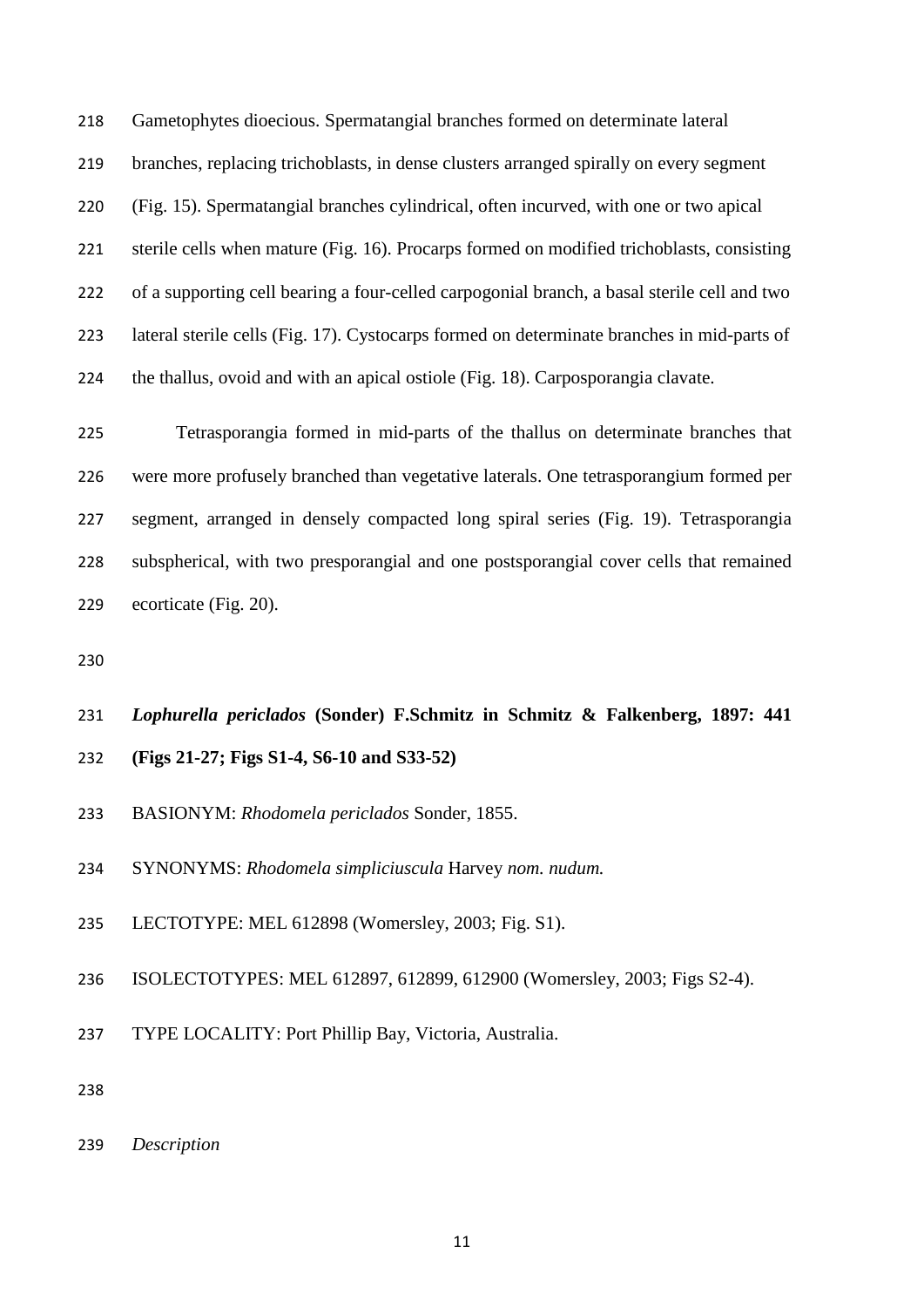Gametophytes dioecious. Spermatangial branches formed on determinate lateral branches, replacing trichoblasts, in dense clusters arranged spirally on every segment (Fig. 15). Spermatangial branches cylindrical, often incurved, with one or two apical sterile cells when mature (Fig. 16). Procarps formed on modified trichoblasts, consisting of a supporting cell bearing a four-celled carpogonial branch, a basal sterile cell and two lateral sterile cells (Fig. 17). Cystocarps formed on determinate branches in mid-parts of the thallus, ovoid and with an apical ostiole (Fig. 18). Carposporangia clavate.

Tetrasporangia formed in mid-parts of the thallus on determinate branches that were more profusely branched than vegetative laterals. One tetrasporangium formed per segment, arranged in densely compacted long spiral series (Fig. 19). Tetrasporangia subspherical, with two presporangial and one postsporangial cover cells that remained ecorticate (Fig. 20).

***Lophurella periclados*** **(Sonder) F.Schmitz in Schmitz & Falkenberg, 1897: 441 (Figs 21-27; Figs S1-4, S6-10 and S33-52)**

BASIONYM: *Rhodomela periclados* Sonder, 1855.

SYNONYMS: *Rhodomela simpliciuscula* Harvey *nom. nudum.*

LECTOTYPE: MEL 612898 (Womersley, 2003; Fig. S1).

ISOLECTOTYPES: MEL 612897, 612899, 612900 (Womersley, 2003; Figs S2-4).

TYPE LOCALITY: Port Phillip Bay, Victoria, Australia.

*Description*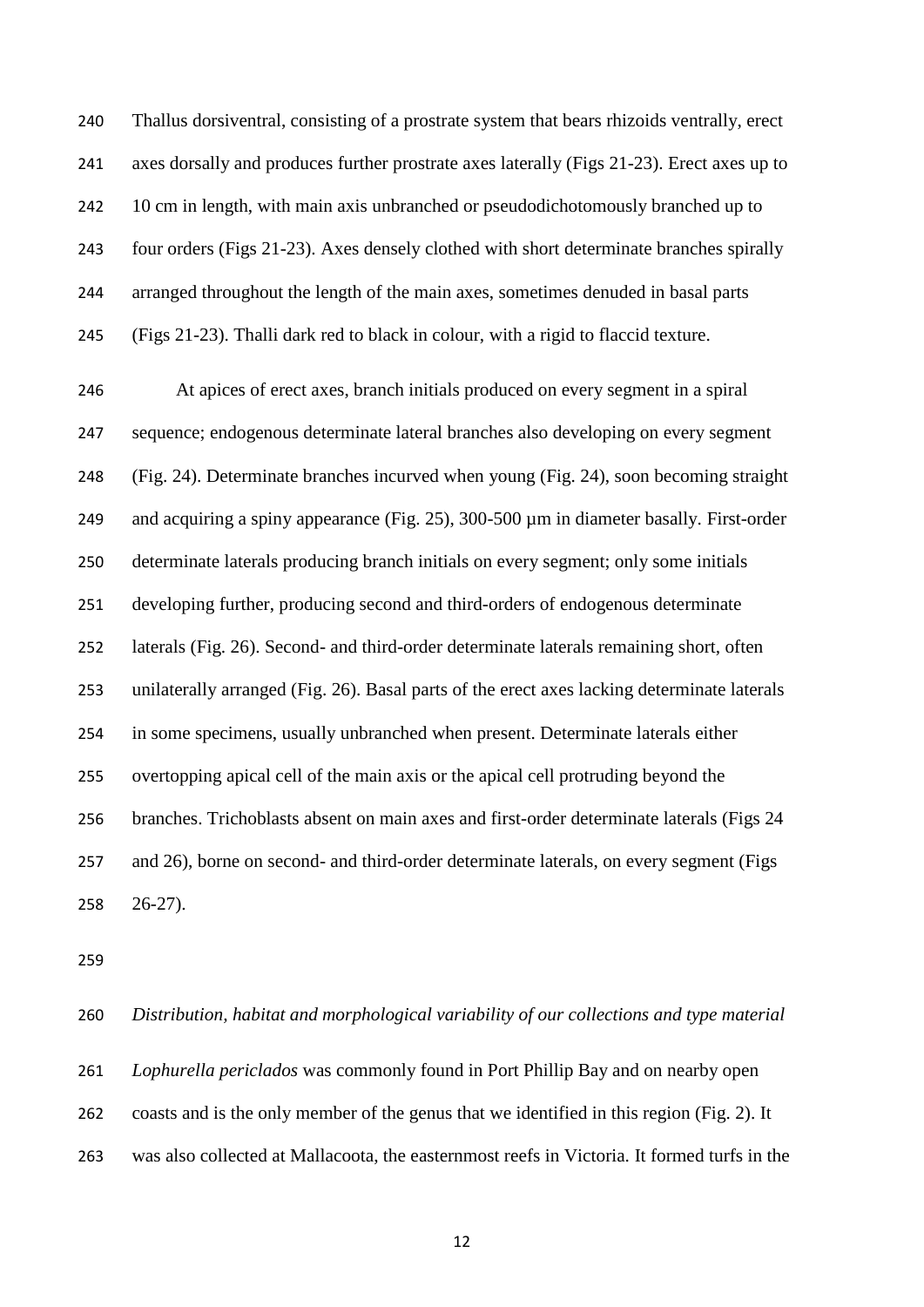Thallus dorsiventral, consisting of a prostrate system that bears rhizoids ventrally, erect axes dorsally and produces further prostrate axes laterally (Figs 21-23). Erect axes up to 10 cm in length, with main axis unbranched or pseudodichotomously branched up to four orders (Figs 21-23). Axes densely clothed with short determinate branches spirally arranged throughout the length of the main axes, sometimes denuded in basal parts (Figs 21-23). Thalli dark red to black in colour, with a rigid to flaccid texture.

At apices of erect axes, branch initials produced on every segment in a spiral sequence; endogenous determinate lateral branches also developing on every segment (Fig. 24). Determinate branches incurved when young (Fig. 24), soon becoming straight and acquiring a spiny appearance (Fig. 25), 300-500 µm in diameter basally. First-order determinate laterals producing branch initials on every segment; only some initials developing further, producing second and third-orders of endogenous determinate laterals (Fig. 26). Second- and third-order determinate laterals remaining short, often unilaterally arranged (Fig. 26). Basal parts of the erect axes lacking determinate laterals in some specimens, usually unbranched when present. Determinate laterals either overtopping apical cell of the main axis or the apical cell protruding beyond the branches. Trichoblasts absent on main axes and first-order determinate laterals (Figs 24 and 26), borne on second- and third-order determinate laterals, on every segment (Figs 26-27).

*Distribution, habitat and morphological variability of our collections and type material*

*Lophurella periclados* was commonly found in Port Phillip Bay and on nearby open coasts and is the only member of the genus that we identified in this region (Fig. 2). It was also collected at Mallacoota, the easternmost reefs in Victoria. It formed turfs in the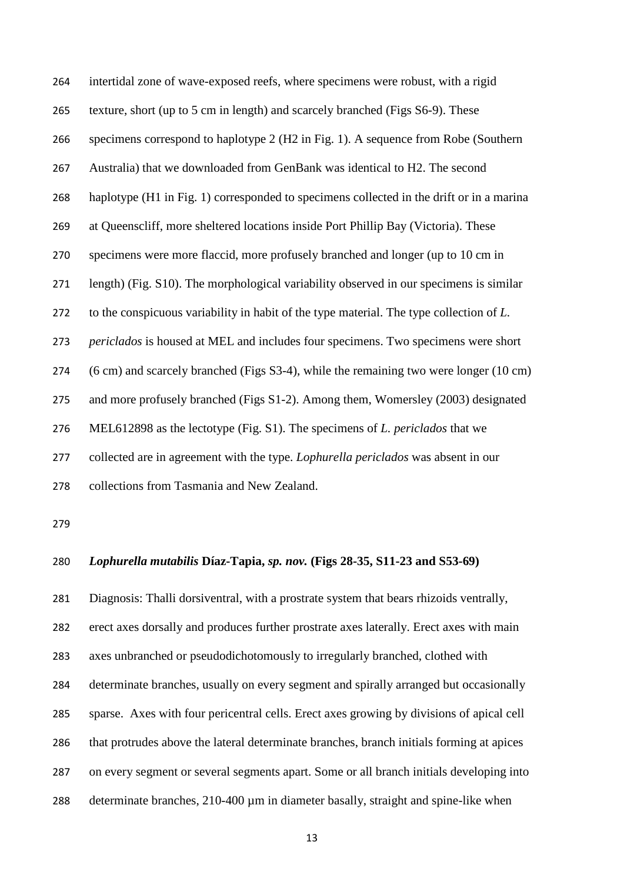intertidal zone of wave-exposed reefs, where specimens were robust, with a rigid texture, short (up to 5 cm in length) and scarcely branched (Figs S6-9). These specimens correspond to haplotype 2 (H2 in Fig. 1). A sequence from Robe (Southern Australia) that we downloaded from GenBank was identical to H2. The second haplotype (H1 in Fig. 1) corresponded to specimens collected in the drift or in a marina at Queenscliff, more sheltered locations inside Port Phillip Bay (Victoria). These specimens were more flaccid, more profusely branched and longer (up to 10 cm in length) (Fig. S10). The morphological variability observed in our specimens is similar to the conspicuous variability in habit of the type material. The type collection of *L. periclados* is housed at MEL and includes four specimens. Two specimens were short (6 cm) and scarcely branched (Figs S3-4), while the remaining two were longer (10 cm) and more profusely branched (Figs S1-2). Among them, Womersley (2003) designated MEL612898 as the lectotype (Fig. S1). The specimens of *L. periclados* that we collected are in agreement with the type. *Lophurella periclados* was absent in our collections from Tasmania and New Zealand.

***Lophurella mutabilis* Díaz-Tapia, *sp. nov.* (Figs 28-35, S11-23 and S53-69)**

Diagnosis: Thalli dorsiventral, with a prostrate system that bears rhizoids ventrally, erect axes dorsally and produces further prostrate axes laterally. Erect axes with main axes unbranched or pseudodichotomously to irregularly branched, clothed with determinate branches, usually on every segment and spirally arranged but occasionally sparse. Axes with four pericentral cells. Erect axes growing by divisions of apical cell that protrudes above the lateral determinate branches, branch initials forming at apices on every segment or several segments apart. Some or all branch initials developing into determinate branches, 210-400 µm in diameter basally, straight and spine-like when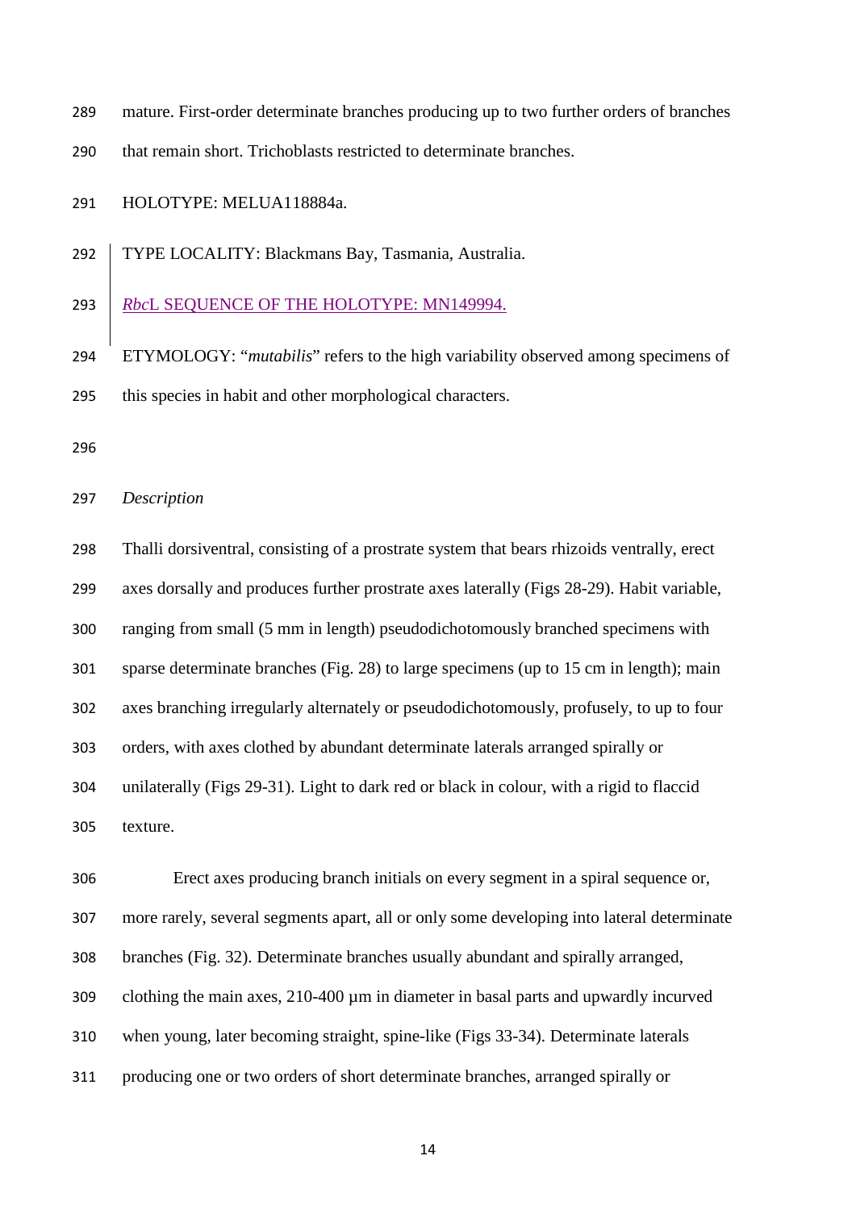mature. First-order determinate branches producing up to two further orders of branches that remain short. Trichoblasts restricted to determinate branches.

HOLOTYPE: MELUA118884a.

TYPE LOCALITY: Blackmans Bay, Tasmania, Australia.

*Rbc*L SEQUENCE OF THE HOLOTYPE: MN149994.

ETYMOLOGY: "*mutabilis*" refers to the high variability observed among specimens of this species in habit and other morphological characters.

*Description*

Thalli dorsiventral, consisting of a prostrate system that bears rhizoids ventrally, erect axes dorsally and produces further prostrate axes laterally (Figs 28-29). Habit variable, ranging from small (5 mm in length) pseudodichotomously branched specimens with sparse determinate branches (Fig. 28) to large specimens (up to 15 cm in length); main axes branching irregularly alternately or pseudodichotomously, profusely, to up to four orders, with axes clothed by abundant determinate laterals arranged spirally or unilaterally (Figs 29-31). Light to dark red or black in colour, with a rigid to flaccid texture.

Erect axes producing branch initials on every segment in a spiral sequence or, more rarely, several segments apart, all or only some developing into lateral determinate branches (Fig. 32). Determinate branches usually abundant and spirally arranged, clothing the main axes, 210-400 µm in diameter in basal parts and upwardly incurved when young, later becoming straight, spine-like (Figs 33-34). Determinate laterals producing one or two orders of short determinate branches, arranged spirally or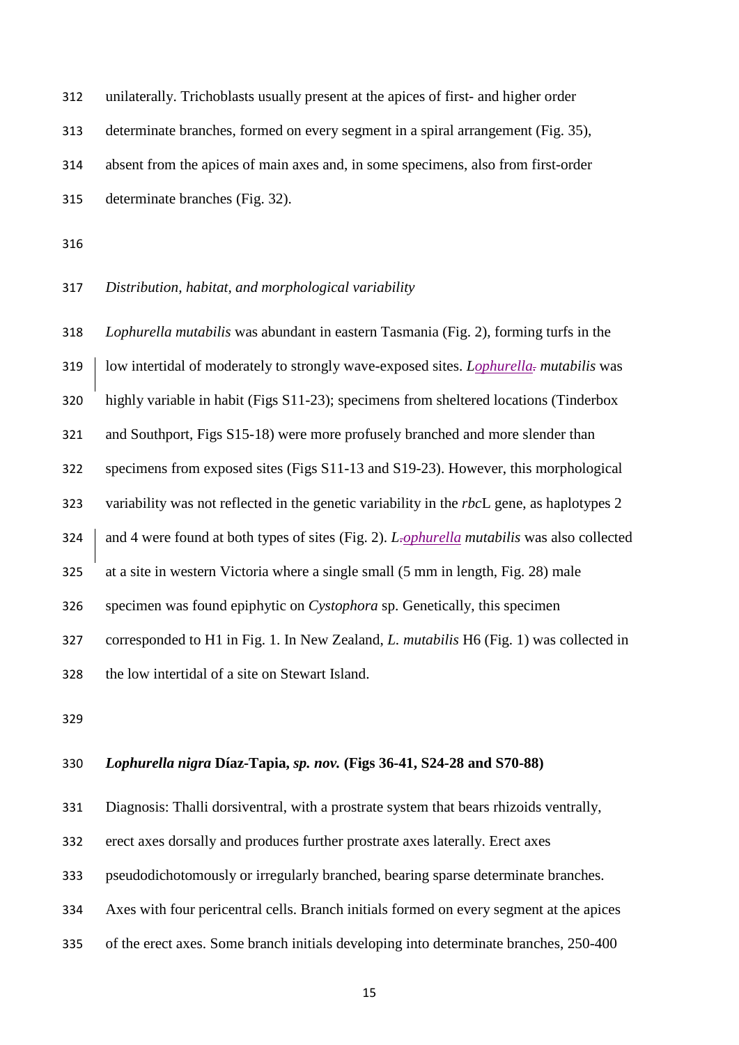unilaterally. Trichoblasts usually present at the apices of first- and higher order determinate branches, formed on every segment in a spiral arrangement (Fig. 35), absent from the apices of main axes and, in some specimens, also from first-order determinate branches (Fig. 32).

*Distribution, habitat, and morphological variability*

*Lophurella mutabilis* was abundant in eastern Tasmania (Fig. 2), forming turfs in the low intertidal of moderately to strongly wave-exposed sites. *Lophurella mutabilis* was highly variable in habit (Figs S11-23); specimens from sheltered locations (Tinderbox and Southport, Figs S15-18) were more profusely branched and more slender than specimens from exposed sites (Figs S11-13 and S19-23). However, this morphological variability was not reflected in the genetic variability in the *rbc*L gene, as haplotypes 2 and 4 were found at both types of sites (Fig. 2). *Lophurella mutabilis* was also collected at a site in western Victoria where a single small (5 mm in length, Fig. 28) male specimen was found epiphytic on *Cystophora* sp. Genetically, this specimen corresponded to H1 in Fig. 1. In New Zealand, *L. mutabilis* H6 (Fig. 1) was collected in the low intertidal of a site on Stewart Island.

***Lophurella nigra* Díaz-Tapia, *sp. nov.* (Figs 36-41, S24-28 and S70-88)**

Diagnosis: Thalli dorsiventral, with a prostrate system that bears rhizoids ventrally, erect axes dorsally and produces further prostrate axes laterally. Erect axes pseudodichotomously or irregularly branched, bearing sparse determinate branches. Axes with four pericentral cells. Branch initials formed on every segment at the apices of the erect axes. Some branch initials developing into determinate branches, 250-400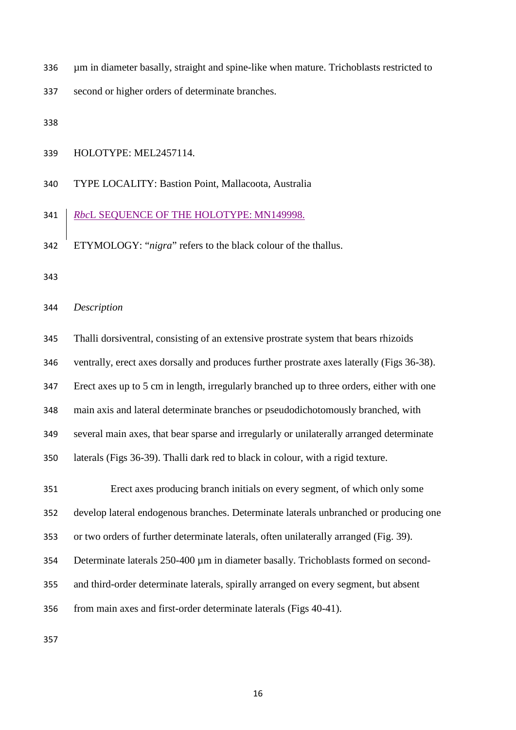µm in diameter basally, straight and spine-like when mature. Trichoblasts restricted to second or higher orders of determinate branches.

HOLOTYPE: MEL2457114.

TYPE LOCALITY: Bastion Point, Mallacoota, Australia

*Rbc*L SEQUENCE OF THE HOLOTYPE: MN149998.

ETYMOLOGY: "*nigra*" refers to the black colour of the thallus.

*Description*

Thalli dorsiventral, consisting of an extensive prostrate system that bears rhizoids ventrally, erect axes dorsally and produces further prostrate axes laterally (Figs 36-38). Erect axes up to 5 cm in length, irregularly branched up to three orders, either with one main axis and lateral determinate branches or pseudodichotomously branched, with several main axes, that bear sparse and irregularly or unilaterally arranged determinate laterals (Figs 36-39). Thalli dark red to black in colour, with a rigid texture.

Erect axes producing branch initials on every segment, of which only some develop lateral endogenous branches. Determinate laterals unbranched or producing one or two orders of further determinate laterals, often unilaterally arranged (Fig. 39). Determinate laterals 250-400 µm in diameter basally. Trichoblasts formed on second- and third-order determinate laterals, spirally arranged on every segment, but absent from main axes and first-order determinate laterals (Figs 40-41).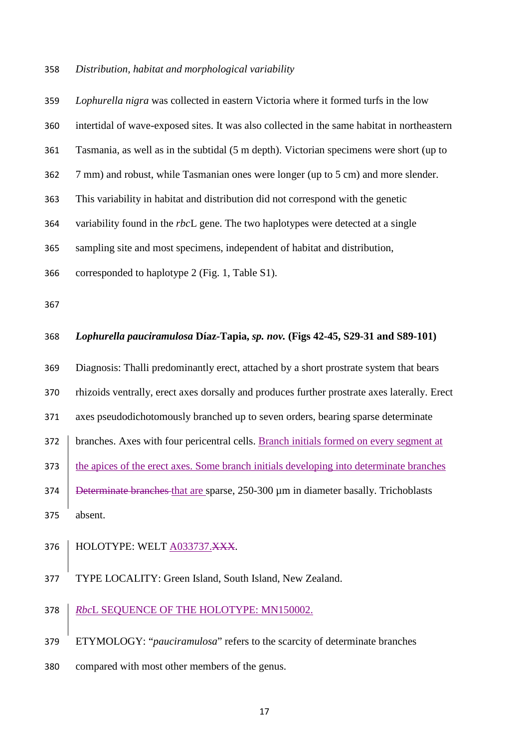*Distribution, habitat and morphological variability*

*Lophurella nigra* was collected in eastern Victoria where it formed turfs in the low intertidal of wave-exposed sites. It was also collected in the same habitat in northeastern Tasmania, as well as in the subtidal (5 m depth). Victorian specimens were short (up to 7 mm) and robust, while Tasmanian ones were longer (up to 5 cm) and more slender. This variability in habitat and distribution did not correspond with the genetic variability found in the *rbc*L gene. The two haplotypes were detected at a single sampling site and most specimens, independent of habitat and distribution, corresponded to haplotype 2 (Fig. 1, Table S1).

***Lophurella pauciramulosa*** **Díaz-Tapia,** ***sp. nov.*** **(Figs 42-45, S29-31 and S89-101)**

Diagnosis: Thalli predominantly erect, attached by a short prostrate system that bears rhizoids ventrally, erect axes dorsally and produces further prostrate axes laterally. Erect axes pseudodichotomously branched up to seven orders, bearing sparse determinate branches. Axes with four pericentral cells. Branch initials formed on every segment at the apices of the erect axes. Some branch initials developing into determinate branches ~~Determinate branches~~ that are sparse, 250-300 µm in diameter basally. Trichoblasts absent.

HOLOTYPE: WELT A033737.~~XXX~~.

TYPE LOCALITY: Green Island, South Island, New Zealand.

*Rbc*L SEQUENCE OF THE HOLOTYPE: MN150002.

ETYMOLOGY: "*pauciramulosa*" refers to the scarcity of determinate branches compared with most other members of the genus.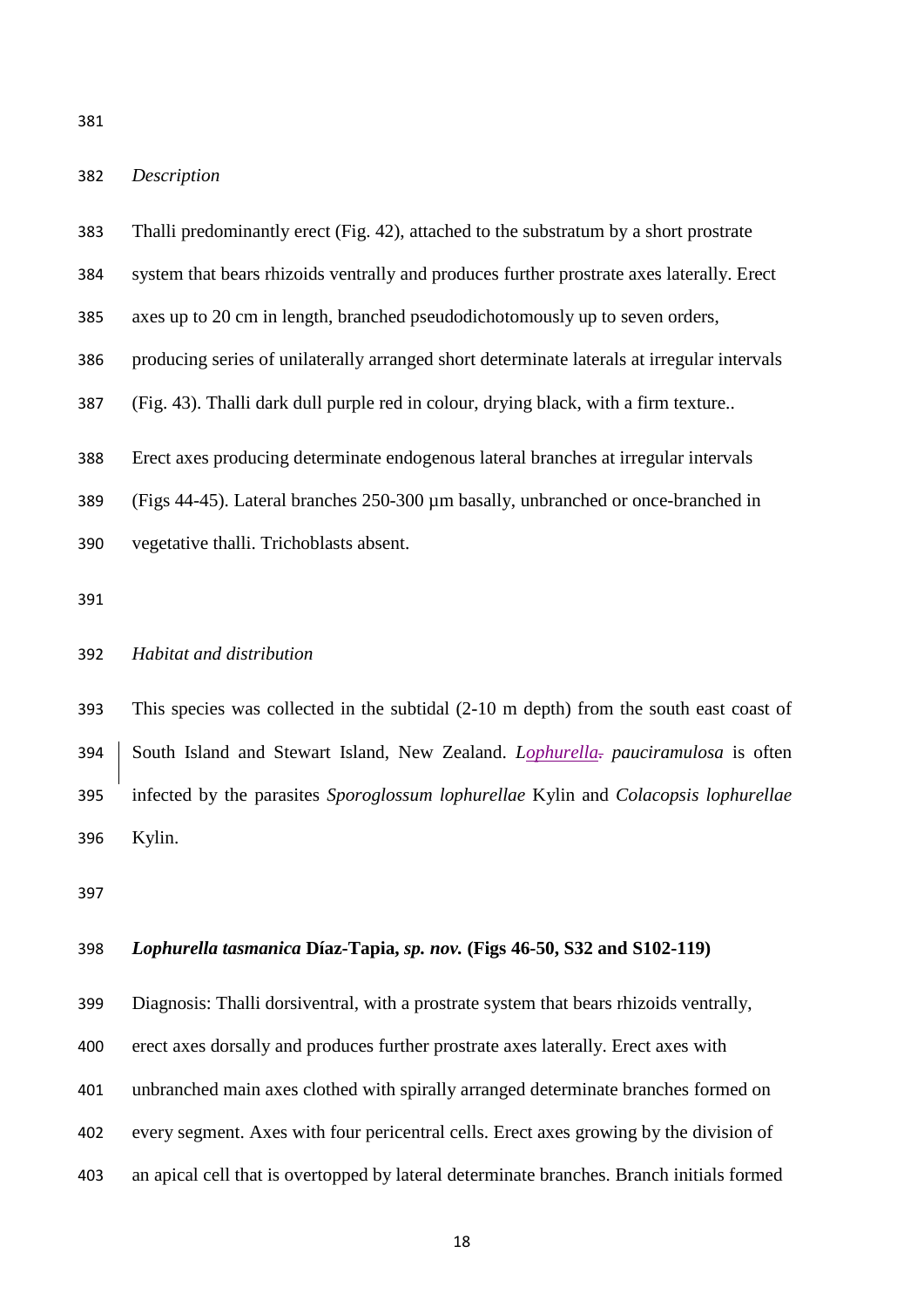*Description*

Thalli predominantly erect (Fig. 42), attached to the substratum by a short prostrate system that bears rhizoids ventrally and produces further prostrate axes laterally. Erect axes up to 20 cm in length, branched pseudodichotomously up to seven orders, producing series of unilaterally arranged short determinate laterals at irregular intervals (Fig. 43). Thalli dark dull purple red in colour, drying black, with a firm texture..

Erect axes producing determinate endogenous lateral branches at irregular intervals (Figs 44-45). Lateral branches 250-300 µm basally, unbranched or once-branched in vegetative thalli. Trichoblasts absent.

*Habitat and distribution*

This species was collected in the subtidal (2-10 m depth) from the south east coast of South Island and Stewart Island, New Zealand. *Lophurella. pauciramulosa* is often infected by the parasites *Sporoglossum lophurellae* Kylin and *Colacopsis lophurellae* Kylin.

***Lophurella tasmanica* Díaz-Tapia, *sp. nov.* (Figs 46-50, S32 and S102-119)**

Diagnosis: Thalli dorsiventral, with a prostrate system that bears rhizoids ventrally, erect axes dorsally and produces further prostrate axes laterally. Erect axes with unbranched main axes clothed with spirally arranged determinate branches formed on every segment. Axes with four pericentral cells. Erect axes growing by the division of an apical cell that is overtopped by lateral determinate branches. Branch initials formed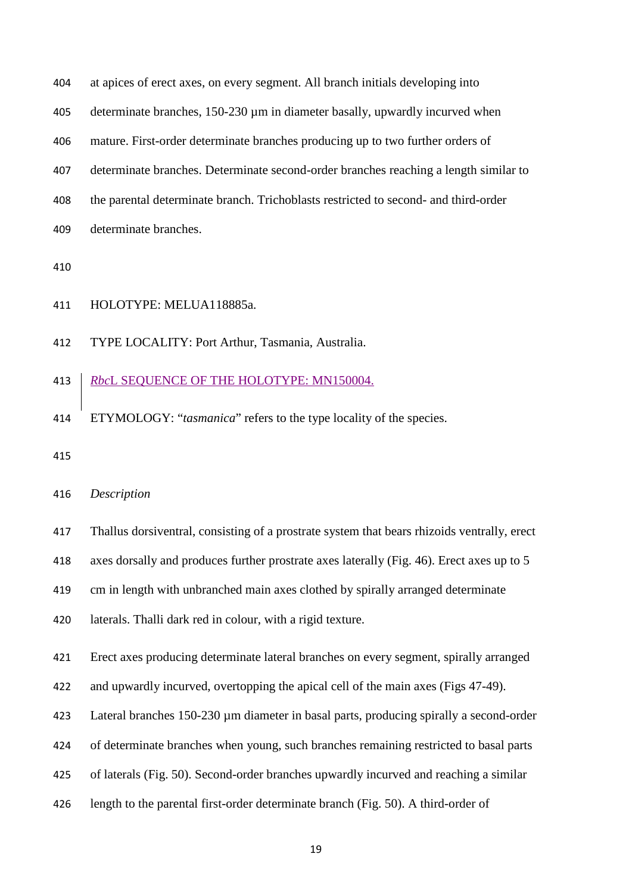at apices of erect axes, on every segment. All branch initials developing into determinate branches, 150-230 µm in diameter basally, upwardly incurved when mature. First-order determinate branches producing up to two further orders of determinate branches. Determinate second-order branches reaching a length similar to the parental determinate branch. Trichoblasts restricted to second- and third-order determinate branches.

HOLOTYPE: MELUA118885a.

TYPE LOCALITY: Port Arthur, Tasmania, Australia.

*Rbc*L SEQUENCE OF THE HOLOTYPE: MN150004.

ETYMOLOGY: "*tasmanica*" refers to the type locality of the species.

*Description*

Thallus dorsiventral, consisting of a prostrate system that bears rhizoids ventrally, erect axes dorsally and produces further prostrate axes laterally (Fig. 46). Erect axes up to 5 cm in length with unbranched main axes clothed by spirally arranged determinate laterals. Thalli dark red in colour, with a rigid texture.

Erect axes producing determinate lateral branches on every segment, spirally arranged and upwardly incurved, overtopping the apical cell of the main axes (Figs 47-49). Lateral branches 150-230 µm diameter in basal parts, producing spirally a second-order of determinate branches when young, such branches remaining restricted to basal parts of laterals (Fig. 50). Second-order branches upwardly incurved and reaching a similar length to the parental first-order determinate branch (Fig. 50). A third-order of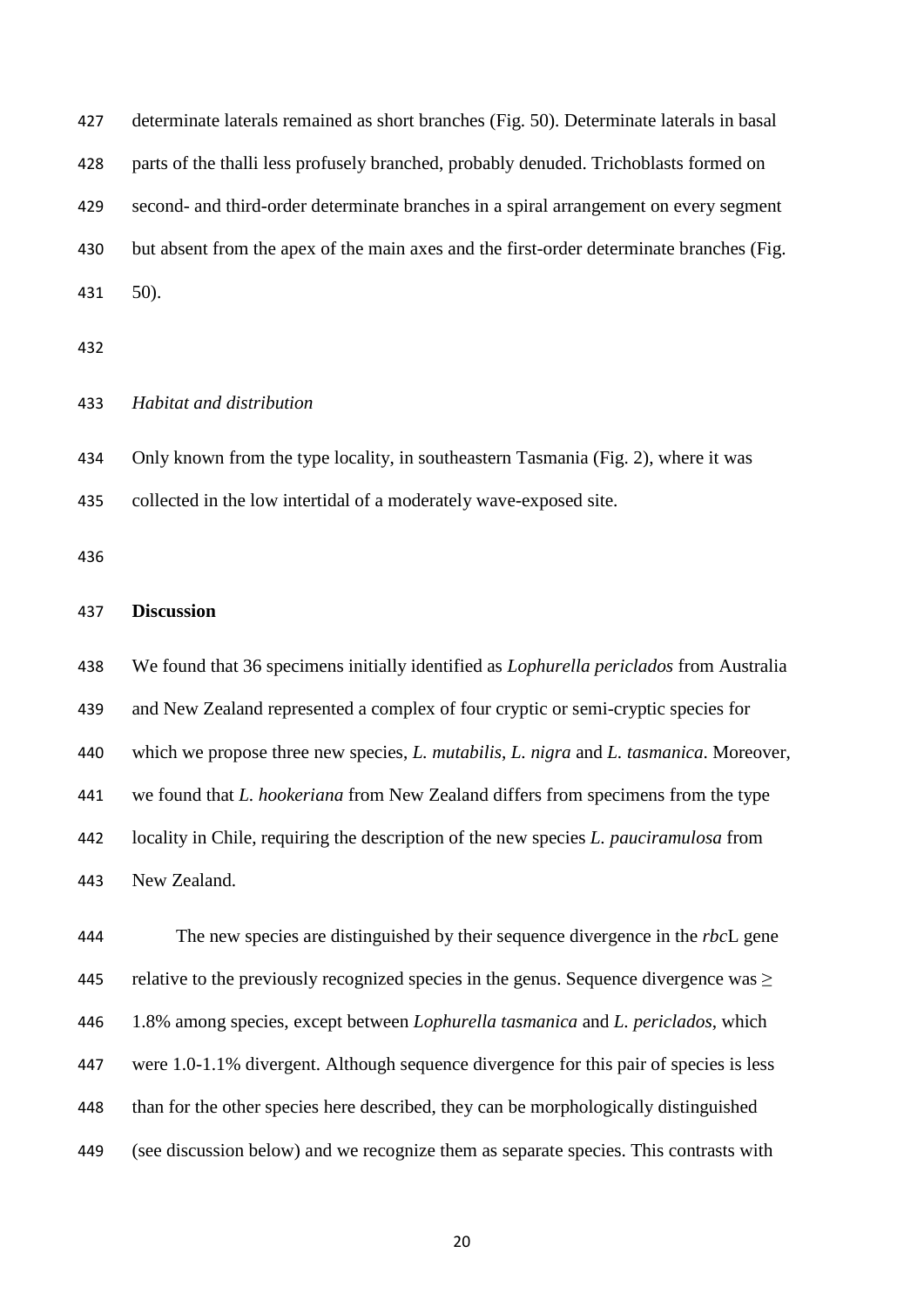determinate laterals remained as short branches (Fig. 50). Determinate laterals in basal parts of the thalli less profusely branched, probably denuded. Trichoblasts formed on second- and third-order determinate branches in a spiral arrangement on every segment but absent from the apex of the main axes and the first-order determinate branches (Fig. 50).

*Habitat and distribution*

Only known from the type locality, in southeastern Tasmania (Fig. 2), where it was collected in the low intertidal of a moderately wave-exposed site.

## Discussion

We found that 36 specimens initially identified as *Lophurella periclados* from Australia and New Zealand represented a complex of four cryptic or semi-cryptic species for which we propose three new species, *L. mutabilis*, *L. nigra* and *L. tasmanica*. Moreover, we found that *L. hookeriana* from New Zealand differs from specimens from the type locality in Chile, requiring the description of the new species *L. pauciramulosa* from New Zealand.

The new species are distinguished by their sequence divergence in the *rbc*L gene relative to the previously recognized species in the genus. Sequence divergence was ≥ 1.8% among species, except between *Lophurella tasmanica* and *L. periclados*, which were 1.0-1.1% divergent. Although sequence divergence for this pair of species is less than for the other species here described, they can be morphologically distinguished (see discussion below) and we recognize them as separate species. This contrasts with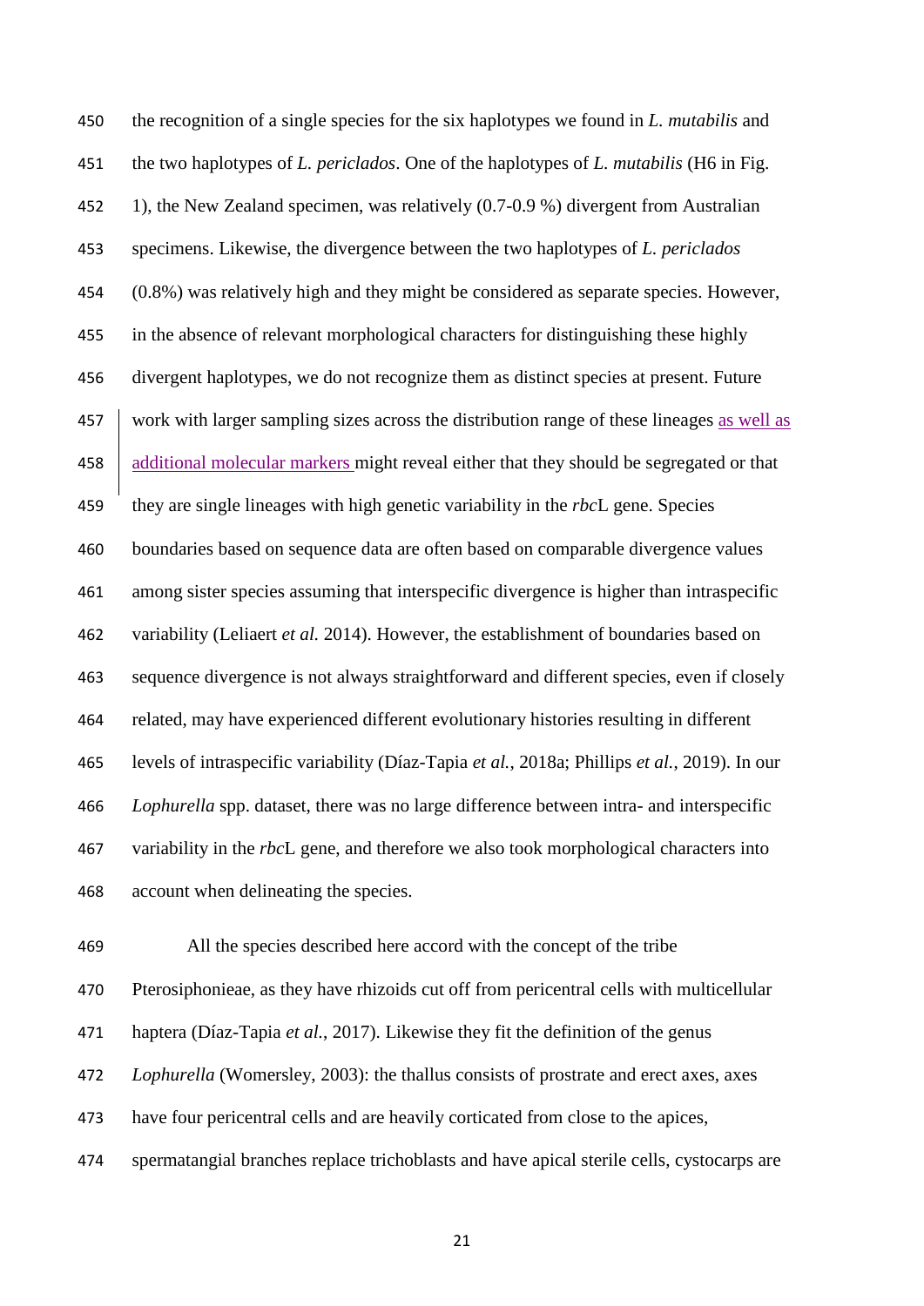the recognition of a single species for the six haplotypes we found in *L. mutabilis* and the two haplotypes of *L. periclados*. One of the haplotypes of *L. mutabilis* (H6 in Fig. 1), the New Zealand specimen, was relatively (0.7-0.9 %) divergent from Australian specimens. Likewise, the divergence between the two haplotypes of *L. periclados* (0.8%) was relatively high and they might be considered as separate species. However, in the absence of relevant morphological characters for distinguishing these highly divergent haplotypes, we do not recognize them as distinct species at present. Future work with larger sampling sizes across the distribution range of these lineages as well as additional molecular markers might reveal either that they should be segregated or that they are single lineages with high genetic variability in the *rbc*L gene. Species boundaries based on sequence data are often based on comparable divergence values among sister species assuming that interspecific divergence is higher than intraspecific variability (Leliaert *et al.* 2014). However, the establishment of boundaries based on sequence divergence is not always straightforward and different species, even if closely related, may have experienced different evolutionary histories resulting in different levels of intraspecific variability (Díaz-Tapia *et al.*, 2018a; Phillips *et al.*, 2019). In our *Lophurella* spp. dataset, there was no large difference between intra- and interspecific variability in the *rbc*L gene, and therefore we also took morphological characters into account when delineating the species.

All the species described here accord with the concept of the tribe Pterosiphonieae, as they have rhizoids cut off from pericentral cells with multicellular haptera (Díaz-Tapia *et al.*, 2017). Likewise they fit the definition of the genus *Lophurella* (Womersley, 2003): the thallus consists of prostrate and erect axes, axes have four pericentral cells and are heavily corticated from close to the apices, spermatangial branches replace trichoblasts and have apical sterile cells, cystocarps are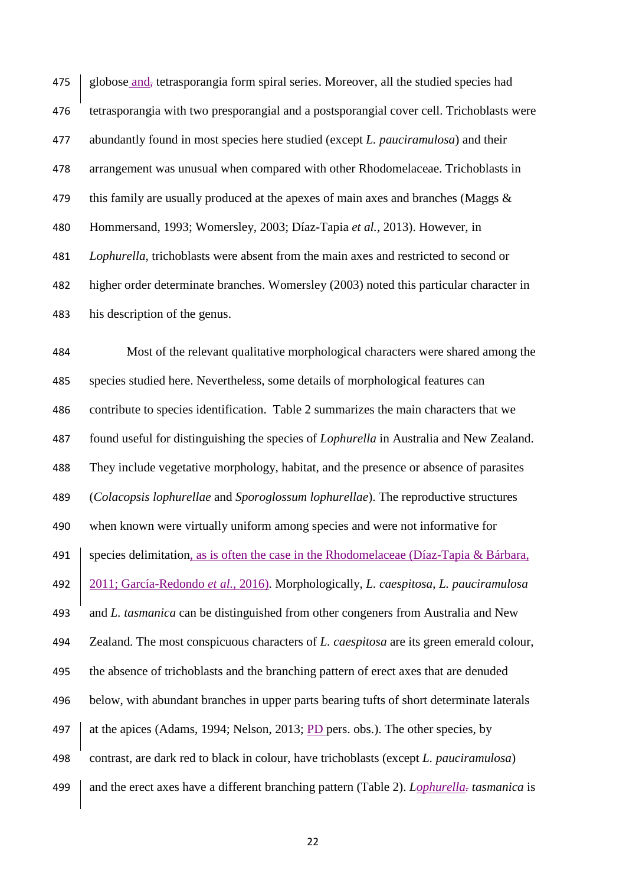globose and, tetrasporangia form spiral series. Moreover, all the studied species had tetrasporangia with two presporangial and a postsporangial cover cell. Trichoblasts were abundantly found in most species here studied (except *L. pauciramulosa*) and their arrangement was unusual when compared with other Rhodomelaceae. Trichoblasts in this family are usually produced at the apexes of main axes and branches (Maggs & Hommersand, 1993; Womersley, 2003; Díaz-Tapia *et al.*, 2013). However, in *Lophurella*, trichoblasts were absent from the main axes and restricted to second or higher order determinate branches. Womersley (2003) noted this particular character in his description of the genus.

Most of the relevant qualitative morphological characters were shared among the species studied here. Nevertheless, some details of morphological features can contribute to species identification. Table 2 summarizes the main characters that we found useful for distinguishing the species of *Lophurella* in Australia and New Zealand. They include vegetative morphology, habitat, and the presence or absence of parasites (*Colacopsis lophurellae* and *Sporoglossum lophurellae*). The reproductive structures when known were virtually uniform among species and were not informative for species delimitation, as is often the case in the Rhodomelaceae (Díaz-Tapia & Bárbara, 2011; García-Redondo *et al.*, 2016). Morphologically, *L. caespitosa*, *L. pauciramulosa* and *L. tasmanica* can be distinguished from other congeners from Australia and New Zealand. The most conspicuous characters of *L. caespitosa* are its green emerald colour, the absence of trichoblasts and the branching pattern of erect axes that are denuded below, with abundant branches in upper parts bearing tufts of short determinate laterals at the apices (Adams, 1994; Nelson, 2013; PD pers. obs.). The other species, by contrast, are dark red to black in colour, have trichoblasts (except *L. pauciramulosa*) and the erect axes have a different branching pattern (Table 2). *Lophurella. tasmanica* is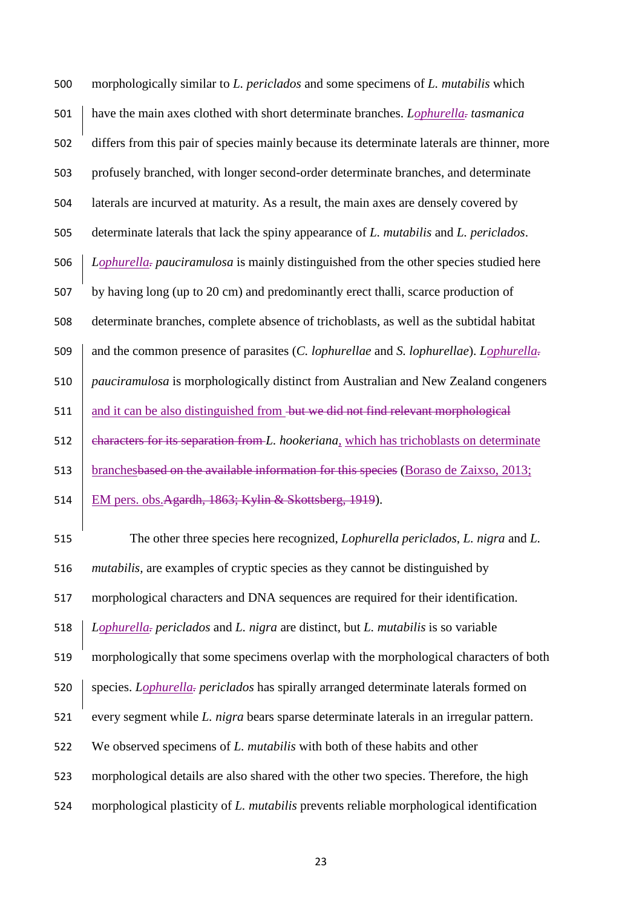morphologically similar to *L. periclados* and some specimens of *L. mutabilis* which have the main axes clothed with short determinate branches. *Lophurella. tasmanica* differs from this pair of species mainly because its determinate laterals are thinner, more profusely branched, with longer second-order determinate branches, and determinate laterals are incurved at maturity. As a result, the main axes are densely covered by determinate laterals that lack the spiny appearance of *L. mutabilis* and *L. periclados*. *Lophurella. pauciramulosa* is mainly distinguished from the other species studied here by having long (up to 20 cm) and predominantly erect thalli, scarce production of determinate branches, complete absence of trichoblasts, as well as the subtidal habitat and the common presence of parasites (*C. lophurellae* and *S. lophurellae*). *Lophurella. pauciramulosa* is morphologically distinct from Australian and New Zealand congeners and it can be also distinguished from ~~but we did not find relevant morphological characters for its separation from~~ *L. hookeriana*, which has trichoblasts on determinate branches~~based on the available information for this species~~ (Boraso de Zaixso, 2013; EM pers. obs.~~Agardh, 1863; Kylin & Skottsberg, 1919~~).

The other three species here recognized, *Lophurella periclados*, *L. nigra* and *L. mutabilis*, are examples of cryptic species as they cannot be distinguished by morphological characters and DNA sequences are required for their identification. *Lophurella. periclados* and *L. nigra* are distinct, but *L. mutabilis* is so variable morphologically that some specimens overlap with the morphological characters of both species. *Lophurella. periclados* has spirally arranged determinate laterals formed on every segment while *L. nigra* bears sparse determinate laterals in an irregular pattern. We observed specimens of *L. mutabilis* with both of these habits and other morphological details are also shared with the other two species. Therefore, the high morphological plasticity of *L. mutabilis* prevents reliable morphological identification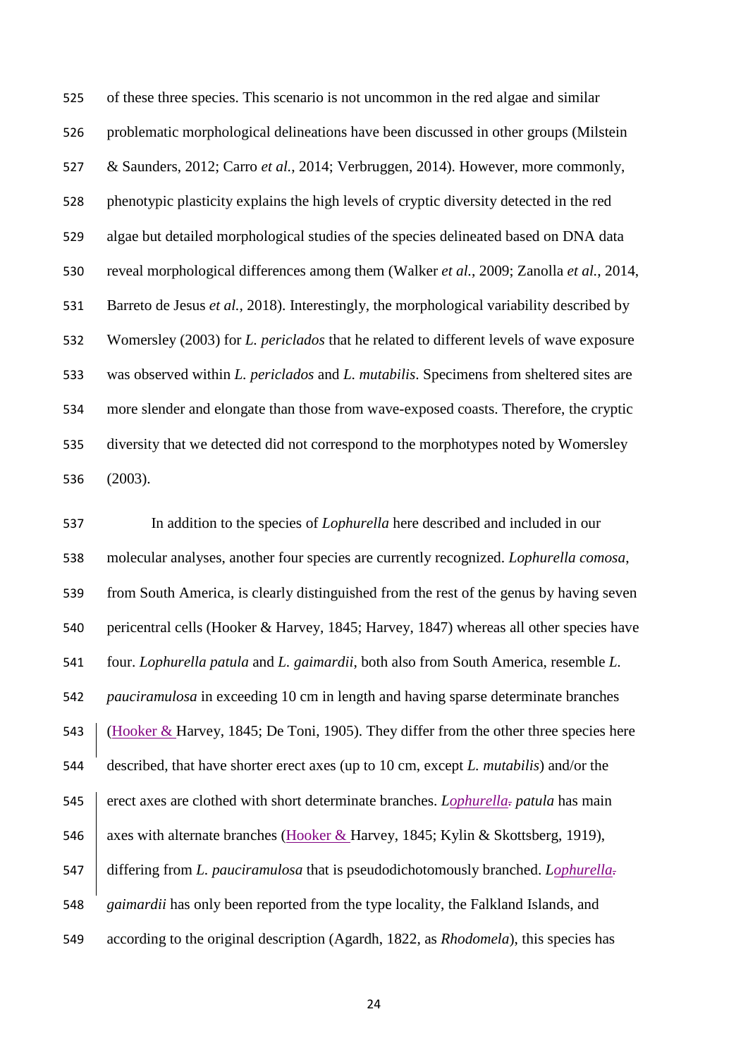of these three species. This scenario is not uncommon in the red algae and similar problematic morphological delineations have been discussed in other groups (Milstein & Saunders, 2012; Carro *et al.*, 2014; Verbruggen, 2014). However, more commonly, phenotypic plasticity explains the high levels of cryptic diversity detected in the red algae but detailed morphological studies of the species delineated based on DNA data reveal morphological differences among them (Walker *et al.*, 2009; Zanolla *et al.*, 2014, Barreto de Jesus *et al.*, 2018). Interestingly, the morphological variability described by Womersley (2003) for *L. periclados* that he related to different levels of wave exposure was observed within *L. periclados* and *L. mutabilis*. Specimens from sheltered sites are more slender and elongate than those from wave-exposed coasts. Therefore, the cryptic diversity that we detected did not correspond to the morphotypes noted by Womersley (2003).

In addition to the species of *Lophurella* here described and included in our molecular analyses, another four species are currently recognized. *Lophurella comosa*, from South America, is clearly distinguished from the rest of the genus by having seven pericentral cells (Hooker & Harvey, 1845; Harvey, 1847) whereas all other species have four. *Lophurella patula* and *L. gaimardii*, both also from South America, resemble *L. pauciramulosa* in exceeding 10 cm in length and having sparse determinate branches (Hooker & Harvey, 1845; De Toni, 1905). They differ from the other three species here described, that have shorter erect axes (up to 10 cm, except *L. mutabilis*) and/or the erect axes are clothed with short determinate branches. *Lophurella patula* has main axes with alternate branches (Hooker & Harvey, 1845; Kylin & Skottsberg, 1919), differing from *L. pauciramulosa* that is pseudodichotomously branched. *Lophurella gaimardii* has only been reported from the type locality, the Falkland Islands, and according to the original description (Agardh, 1822, as *Rhodomela*), this species has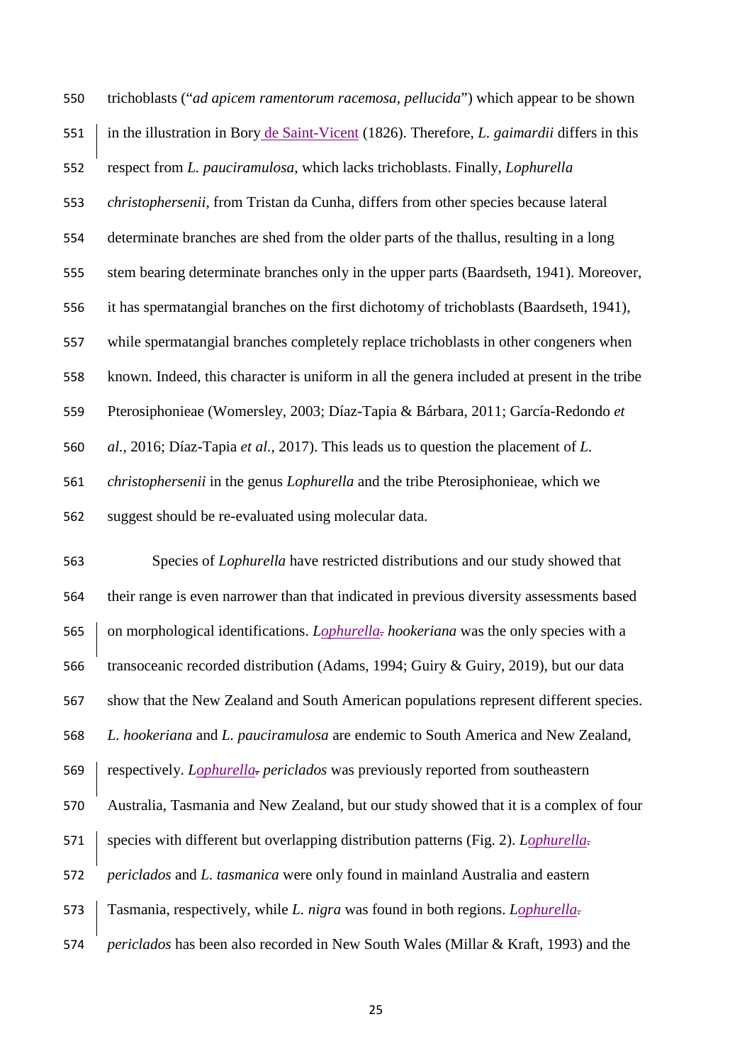trichoblasts ("*ad apicem ramentorum racemosa, pellucida*") which appear to be shown in the illustration in Bory de Saint-Vicent (1826). Therefore, *L. gaimardii* differs in this respect from *L. pauciramulosa*, which lacks trichoblasts. Finally, *Lophurella christophersenii*, from Tristan da Cunha, differs from other species because lateral determinate branches are shed from the older parts of the thallus, resulting in a long stem bearing determinate branches only in the upper parts (Baardseth, 1941). Moreover, it has spermatangial branches on the first dichotomy of trichoblasts (Baardseth, 1941), while spermatangial branches completely replace trichoblasts in other congeners when known. Indeed, this character is uniform in all the genera included at present in the tribe Pterosiphonieae (Womersley, 2003; Díaz-Tapia & Bárbara, 2011; García-Redondo *et al.*, 2016; Díaz-Tapia *et al.*, 2017). This leads us to question the placement of *L. christophersenii* in the genus *Lophurella* and the tribe Pterosiphonieae, which we suggest should be re-evaluated using molecular data.

Species of *Lophurella* have restricted distributions and our study showed that their range is even narrower than that indicated in previous diversity assessments based on morphological identifications. *Lophurella hookeriana* was the only species with a transoceanic recorded distribution (Adams, 1994; Guiry & Guiry, 2019), but our data show that the New Zealand and South American populations represent different species. *L. hookeriana* and *L. pauciramulosa* are endemic to South America and New Zealand, respectively. *Lophurella periclados* was previously reported from southeastern Australia, Tasmania and New Zealand, but our study showed that it is a complex of four species with different but overlapping distribution patterns (Fig. 2). *Lophurella periclados* and *L. tasmanica* were only found in mainland Australia and eastern Tasmania, respectively, while *L. nigra* was found in both regions. *Lophurella periclados* has been also recorded in New South Wales (Millar & Kraft, 1993) and the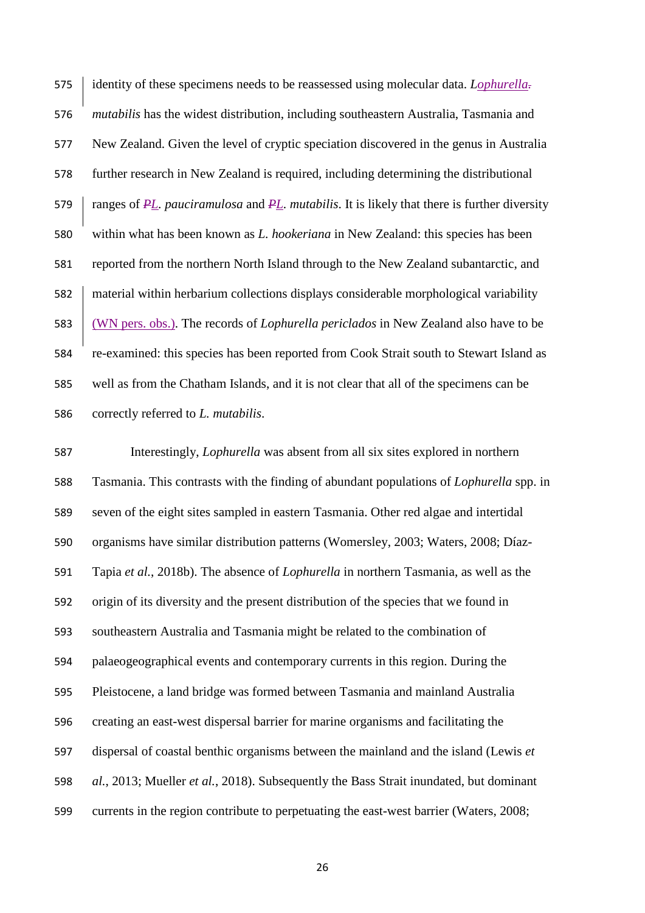identity of these specimens needs to be reassessed using molecular data. *Lophurella mutabilis* has the widest distribution, including southeastern Australia, Tasmania and New Zealand. Given the level of cryptic speciation discovered in the genus in Australia further research in New Zealand is required, including determining the distributional ranges of *L. pauciramulosa* and *L. mutabilis*. It is likely that there is further diversity within what has been known as *L. hookeriana* in New Zealand: this species has been reported from the northern North Island through to the New Zealand subantarctic, and material within herbarium collections displays considerable morphological variability (WN pers. obs.). The records of *Lophurella periclados* in New Zealand also have to be re-examined: this species has been reported from Cook Strait south to Stewart Island as well as from the Chatham Islands, and it is not clear that all of the specimens can be correctly referred to *L. mutabilis*.

Interestingly, *Lophurella* was absent from all six sites explored in northern Tasmania. This contrasts with the finding of abundant populations of *Lophurella* spp. in seven of the eight sites sampled in eastern Tasmania. Other red algae and intertidal organisms have similar distribution patterns (Womersley, 2003; Waters, 2008; Díaz-Tapia *et al.*, 2018b). The absence of *Lophurella* in northern Tasmania, as well as the origin of its diversity and the present distribution of the species that we found in southeastern Australia and Tasmania might be related to the combination of palaeogeographical events and contemporary currents in this region. During the Pleistocene, a land bridge was formed between Tasmania and mainland Australia creating an east-west dispersal barrier for marine organisms and facilitating the dispersal of coastal benthic organisms between the mainland and the island (Lewis *et al.*, 2013; Mueller *et al.*, 2018). Subsequently the Bass Strait inundated, but dominant currents in the region contribute to perpetuating the east-west barrier (Waters, 2008;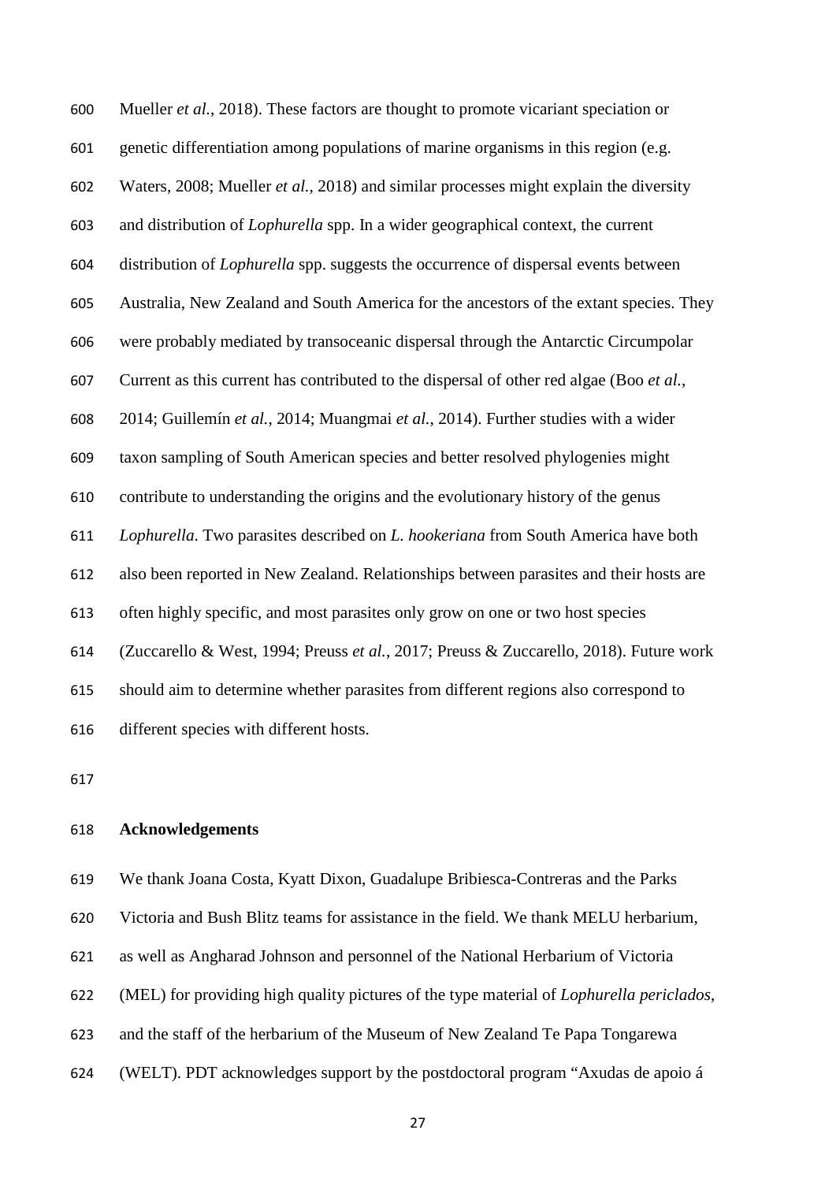Mueller *et al.*, 2018). These factors are thought to promote vicariant speciation or genetic differentiation among populations of marine organisms in this region (e.g. Waters, 2008; Mueller *et al.*, 2018) and similar processes might explain the diversity and distribution of *Lophurella* spp. In a wider geographical context, the current distribution of *Lophurella* spp. suggests the occurrence of dispersal events between Australia, New Zealand and South America for the ancestors of the extant species. They were probably mediated by transoceanic dispersal through the Antarctic Circumpolar Current as this current has contributed to the dispersal of other red algae (Boo *et al.*, 2014; Guillemín *et al.*, 2014; Muangmai *et al.*, 2014). Further studies with a wider taxon sampling of South American species and better resolved phylogenies might contribute to understanding the origins and the evolutionary history of the genus *Lophurella*. Two parasites described on *L. hookeriana* from South America have both also been reported in New Zealand. Relationships between parasites and their hosts are often highly specific, and most parasites only grow on one or two host species (Zuccarello & West, 1994; Preuss *et al.*, 2017; Preuss & Zuccarello, 2018). Future work should aim to determine whether parasites from different regions also correspond to different species with different hosts.

## Acknowledgements

We thank Joana Costa, Kyatt Dixon, Guadalupe Bribiesca-Contreras and the Parks Victoria and Bush Blitz teams for assistance in the field. We thank MELU herbarium, as well as Angharad Johnson and personnel of the National Herbarium of Victoria (MEL) for providing high quality pictures of the type material of *Lophurella periclados*, and the staff of the herbarium of the Museum of New Zealand Te Papa Tongarewa (WELT). PDT acknowledges support by the postdoctoral program "Axudas de apoio á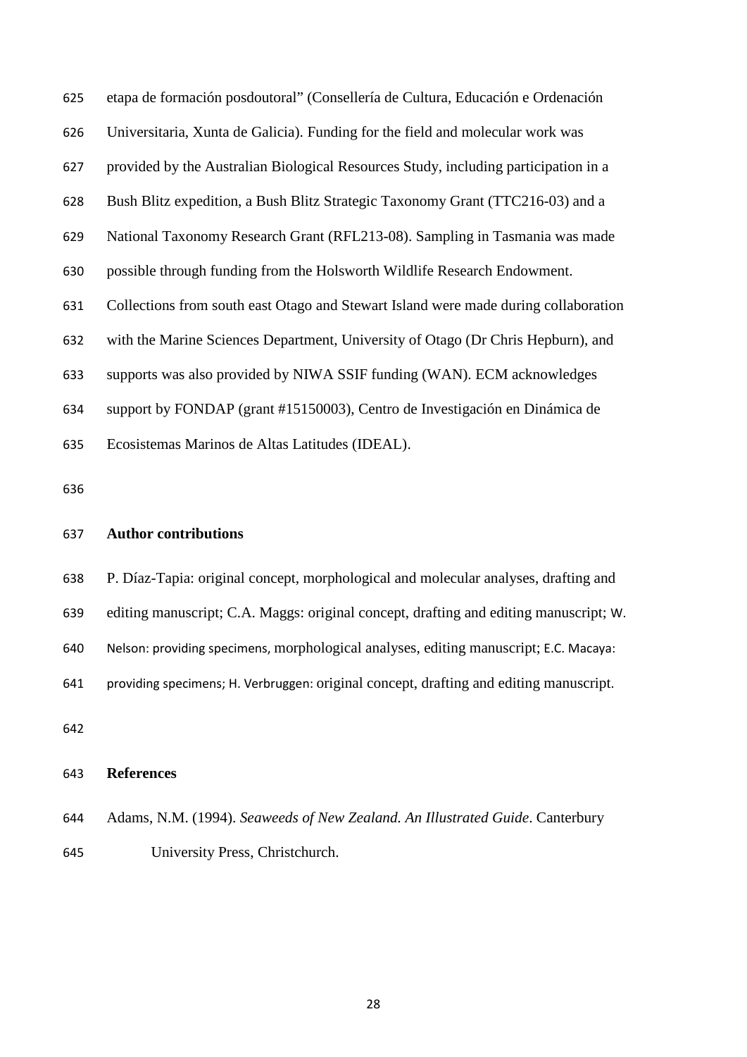etapa de formación posdoutoral" (Consellería de Cultura, Educación e Ordenación Universitaria, Xunta de Galicia). Funding for the field and molecular work was provided by the Australian Biological Resources Study, including participation in a Bush Blitz expedition, a Bush Blitz Strategic Taxonomy Grant (TTC216-03) and a National Taxonomy Research Grant (RFL213-08). Sampling in Tasmania was made possible through funding from the Holsworth Wildlife Research Endowment. Collections from south east Otago and Stewart Island were made during collaboration with the Marine Sciences Department, University of Otago (Dr Chris Hepburn), and supports was also provided by NIWA SSIF funding (WAN). ECM acknowledges support by FONDAP (grant #15150003), Centro de Investigación en Dinámica de Ecosistemas Marinos de Altas Latitudes (IDEAL).

## Author contributions

P. Díaz-Tapia: original concept, morphological and molecular analyses, drafting and editing manuscript; C.A. Maggs: original concept, drafting and editing manuscript; W. Nelson: providing specimens, morphological analyses, editing manuscript; E.C. Macaya: providing specimens; H. Verbruggen: original concept, drafting and editing manuscript.

## References

Adams, N.M. (1994). *Seaweeds of New Zealand. An Illustrated Guide*. Canterbury University Press, Christchurch.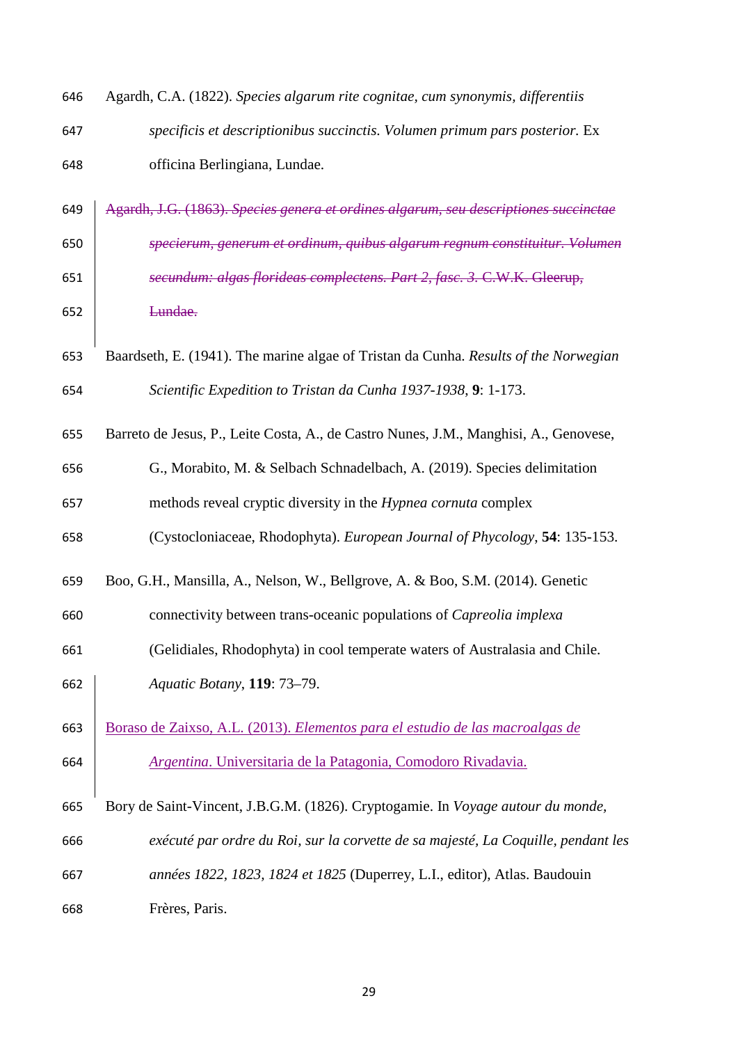Agardh, C.A. (1822). *Species algarum rite cognitae, cum synonymis, differentiis specificis et descriptionibus succinctis. Volumen primum pars posterior.* Ex officina Berlingiana, Lundae.

~~Agardh, J.G. (1863). *Species genera et ordines algarum, seu descriptiones succinctae specierum, generum et ordinum, quibus algarum regnum constituitur. Volumen secundum: algas florideas complectens. Part 2, fasc. 3.* C.W.K. Gleerup, Lundae.~~

Baardseth, E. (1941). The marine algae of Tristan da Cunha. *Results of the Norwegian Scientific Expedition to Tristan da Cunha 1937-1938*, **9**: 1-173.

Barreto de Jesus, P., Leite Costa, A., de Castro Nunes, J.M., Manghisi, A., Genovese, G., Morabito, M. & Selbach Schnadelbach, A. (2019). Species delimitation methods reveal cryptic diversity in the *Hypnea cornuta* complex (Cystocloniaceae, Rhodophyta). *European Journal of Phycology*, **54**: 135-153.

Boo, G.H., Mansilla, A., Nelson, W., Bellgrove, A. & Boo, S.M. (2014). Genetic connectivity between trans-oceanic populations of *Capreolia implexa* (Gelidiales, Rhodophyta) in cool temperate waters of Australasia and Chile. *Aquatic Botany*, **119**: 73–79.

Boraso de Zaixso, A.L. (2013). *Elementos para el estudio de las macroalgas de Argentina*. Universitaria de la Patagonia, Comodoro Rivadavia.

Bory de Saint-Vincent, J.B.G.M. (1826). Cryptogamie. In *Voyage autour du monde, exécuté par ordre du Roi, sur la corvette de sa majesté, La Coquille, pendant les années 1822, 1823, 1824 et 1825* (Duperrey, L.I., editor), Atlas. Baudouin Frères, Paris.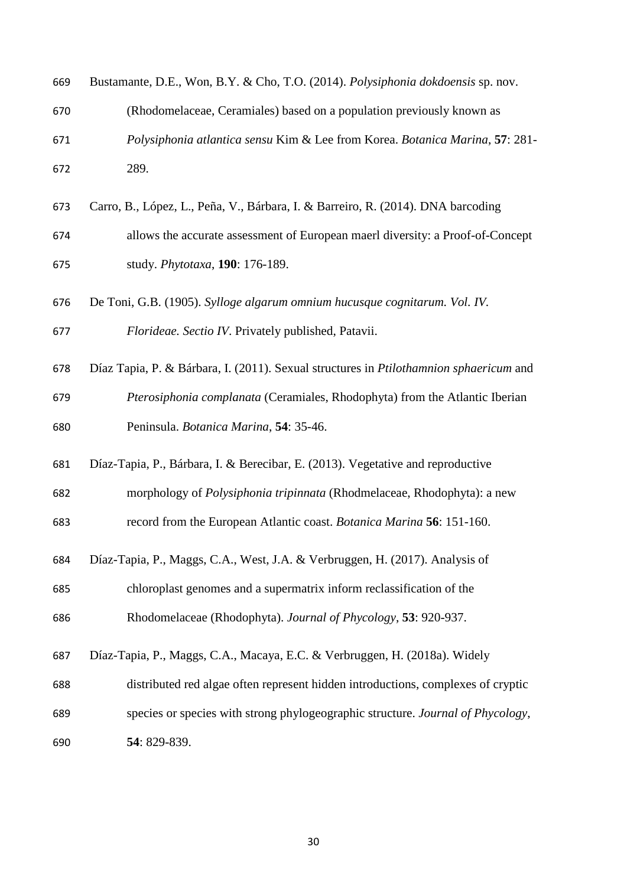Bustamante, D.E., Won, B.Y. & Cho, T.O. (2014). *Polysiphonia dokdoensis* sp. nov. (Rhodomelaceae, Ceramiales) based on a population previously known as *Polysiphonia atlantica sensu* Kim & Lee from Korea. *Botanica Marina*, **57**: 281-289.

Carro, B., López, L., Peña, V., Bárbara, I. & Barreiro, R. (2014). DNA barcoding allows the accurate assessment of European maerl diversity: a Proof-of-Concept study. *Phytotaxa*, **190**: 176-189.

De Toni, G.B. (1905). *Sylloge algarum omnium hucusque cognitarum. Vol. IV. Florideae. Sectio IV*. Privately published, Patavii.

Díaz Tapia, P. & Bárbara, I. (2011). Sexual structures in *Ptilothamnion sphaericum* and *Pterosiphonia complanata* (Ceramiales, Rhodophyta) from the Atlantic Iberian Peninsula. *Botanica Marina*, **54**: 35-46.

Díaz-Tapia, P., Bárbara, I. & Berecibar, E. (2013). Vegetative and reproductive morphology of *Polysiphonia tripinnata* (Rhodmelaceae, Rhodophyta): a new record from the European Atlantic coast. *Botanica Marina* **56**: 151-160.

Díaz-Tapia, P., Maggs, C.A., West, J.A. & Verbruggen, H. (2017). Analysis of chloroplast genomes and a supermatrix inform reclassification of the Rhodomelaceae (Rhodophyta). *Journal of Phycology*, **53**: 920-937.

Díaz-Tapia, P., Maggs, C.A., Macaya, E.C. & Verbruggen, H. (2018a). Widely distributed red algae often represent hidden introductions, complexes of cryptic species or species with strong phylogeographic structure. *Journal of Phycology*, **54**: 829-839.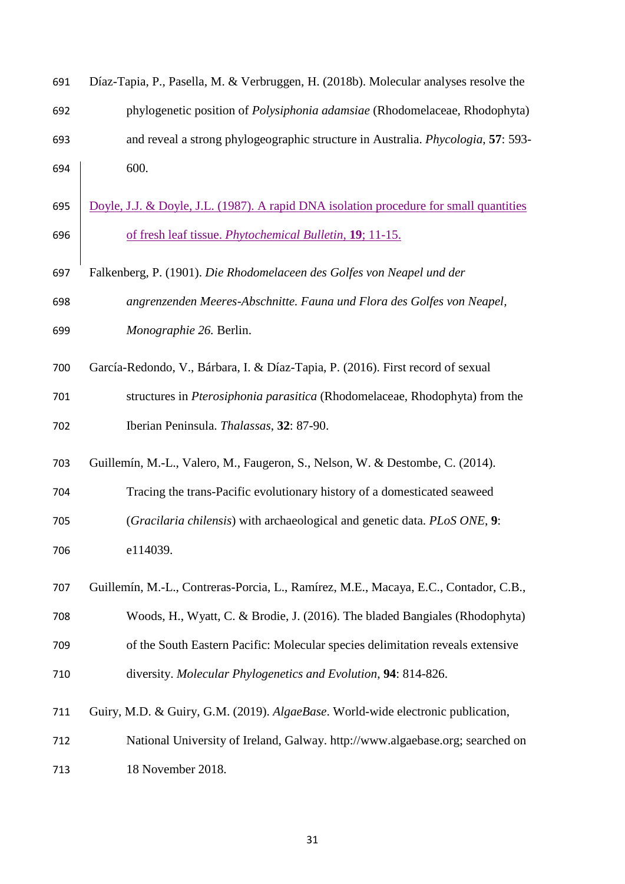Díaz-Tapia, P., Pasella, M. & Verbruggen, H. (2018b). Molecular analyses resolve the phylogenetic position of *Polysiphonia adamsiae* (Rhodomelaceae, Rhodophyta) and reveal a strong phylogeographic structure in Australia. *Phycologia*, **57**: 593-600.

Doyle, J.J. & Doyle, J.L. (1987). A rapid DNA isolation procedure for small quantities of fresh leaf tissue. *Phytochemical Bulletin*, **19**; 11-15.

Falkenberg, P. (1901). *Die Rhodomelaceen des Golfes von Neapel und der angrenzenden Meeres-Abschnitte. Fauna und Flora des Golfes von Neapel, Monographie 26.* Berlin.

García-Redondo, V., Bárbara, I. & Díaz-Tapia, P. (2016). First record of sexual structures in *Pterosiphonia parasitica* (Rhodomelaceae, Rhodophyta) from the Iberian Peninsula. *Thalassas*, **32**: 87-90.

Guillemín, M.-L., Valero, M., Faugeron, S., Nelson, W. & Destombe, C. (2014). Tracing the trans-Pacific evolutionary history of a domesticated seaweed (*Gracilaria chilensis*) with archaeological and genetic data. *PLoS ONE*, **9**: e114039.

Guillemín, M.-L., Contreras-Porcia, L., Ramírez, M.E., Macaya, E.C., Contador, C.B., Woods, H., Wyatt, C. & Brodie, J. (2016). The bladed Bangiales (Rhodophyta) of the South Eastern Pacific: Molecular species delimitation reveals extensive diversity. *Molecular Phylogenetics and Evolution*, **94**: 814-826.

Guiry, M.D. & Guiry, G.M. (2019). *AlgaeBase*. World-wide electronic publication, National University of Ireland, Galway. http://www.algaebase.org; searched on 18 November 2018.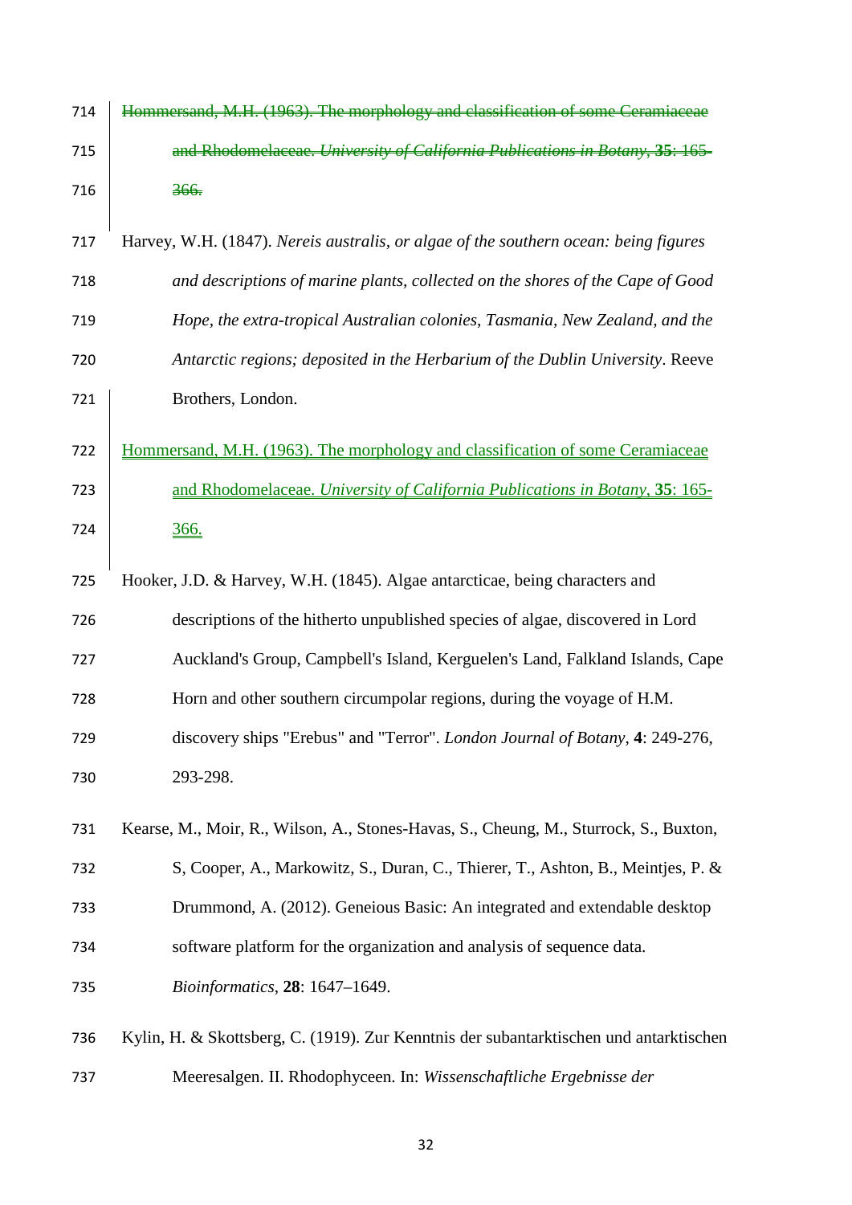~~Hommersand, M.H. (1963). The morphology and classification of some Ceramiaceae and Rhodomelaceae. *University of California Publications in Botany*, **35**: 165-366.~~

Harvey, W.H. (1847). *Nereis australis, or algae of the southern ocean: being figures and descriptions of marine plants, collected on the shores of the Cape of Good Hope, the extra-tropical Australian colonies, Tasmania, New Zealand, and the Antarctic regions; deposited in the Herbarium of the Dublin University*. Reeve Brothers, London.

Hommersand, M.H. (1963). The morphology and classification of some Ceramiaceae and Rhodomelaceae. *University of California Publications in Botany*, **35**: 165-366.

Hooker, J.D. & Harvey, W.H. (1845). Algae antarcticae, being characters and descriptions of the hitherto unpublished species of algae, discovered in Lord Auckland's Group, Campbell's Island, Kerguelen's Land, Falkland Islands, Cape Horn and other southern circumpolar regions, during the voyage of H.M. discovery ships "Erebus" and "Terror". *London Journal of Botany*, **4**: 249-276, 293-298.

Kearse, M., Moir, R., Wilson, A., Stones-Havas, S., Cheung, M., Sturrock, S., Buxton, S, Cooper, A., Markowitz, S., Duran, C., Thierer, T., Ashton, B., Meintjes, P. & Drummond, A. (2012). Geneious Basic: An integrated and extendable desktop software platform for the organization and analysis of sequence data. *Bioinformatics*, **28**: 1647–1649.

Kylin, H. & Skottsberg, C. (1919). Zur Kenntnis der subantarktischen und antarktischen Meeresalgen. II. Rhodophyceen. In: *Wissenschaftliche Ergebnisse der*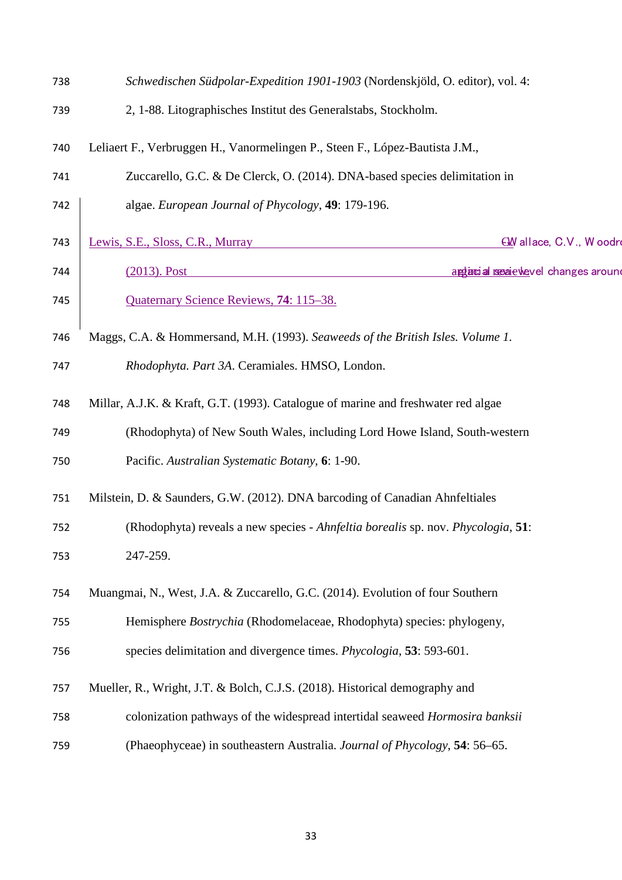*Schwedischen Südpolar-Expedition 1901-1903* (Nordenskjöld, O. editor), vol. 4: 2, 1-88. Litographisches Institut des Generalstabs, Stockholm.

Leliaert F., Verbruggen H., Vanormelingen P., Steen F., López-Bautista J.M., Zuccarello, G.C. & De Clerck, O. (2014). DNA-based species delimitation in algae. *European Journal of Phycology*, **49**: 179-196.

Lewis, S.E., Sloss, C.R., Murray C.W allace, C.V., W oodro (2013). Post glacial sea-level changes around Quaternary Science Reviews, **74**: 115–38.

Maggs, C.A. & Hommersand, M.H. (1993). *Seaweeds of the British Isles. Volume 1. Rhodophyta. Part 3A*. Ceramiales. HMSO, London.

Millar, A.J.K. & Kraft, G.T. (1993). Catalogue of marine and freshwater red algae (Rhodophyta) of New South Wales, including Lord Howe Island, South-western Pacific. *Australian Systematic Botany*, **6**: 1-90.

Milstein, D. & Saunders, G.W. (2012). DNA barcoding of Canadian Ahnfeltiales (Rhodophyta) reveals a new species - *Ahnfeltia borealis* sp. nov. *Phycologia*, **51**: 247-259.

Muangmai, N., West, J.A. & Zuccarello, G.C. (2014). Evolution of four Southern Hemisphere *Bostrychia* (Rhodomelaceae, Rhodophyta) species: phylogeny, species delimitation and divergence times. *Phycologia*, **53**: 593-601.

Mueller, R., Wright, J.T. & Bolch, C.J.S. (2018). Historical demography and colonization pathways of the widespread intertidal seaweed *Hormosira banksii* (Phaeophyceae) in southeastern Australia. *Journal of Phycology*, **54**: 56–65.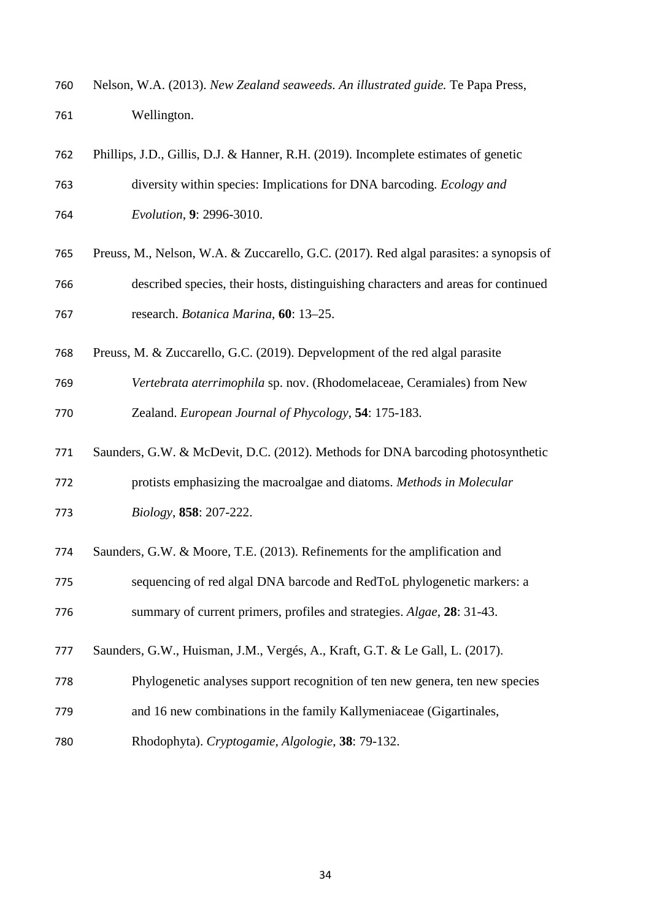Nelson, W.A. (2013). *New Zealand seaweeds. An illustrated guide.* Te Papa Press, Wellington.

Phillips, J.D., Gillis, D.J. & Hanner, R.H. (2019). Incomplete estimates of genetic diversity within species: Implications for DNA barcoding. *Ecology and Evolution*, **9**: 2996-3010.

Preuss, M., Nelson, W.A. & Zuccarello, G.C. (2017). Red algal parasites: a synopsis of described species, their hosts, distinguishing characters and areas for continued research. *Botanica Marina*, **60**: 13–25.

Preuss, M. & Zuccarello, G.C. (2019). Depvelopment of the red algal parasite *Vertebrata aterrimophila* sp. nov. (Rhodomelaceae, Ceramiales) from New Zealand. *European Journal of Phycology*, **54**: 175-183.

Saunders, G.W. & McDevit, D.C. (2012). Methods for DNA barcoding photosynthetic protists emphasizing the macroalgae and diatoms. *Methods in Molecular Biology*, **858**: 207-222.

Saunders, G.W. & Moore, T.E. (2013). Refinements for the amplification and sequencing of red algal DNA barcode and RedToL phylogenetic markers: a summary of current primers, profiles and strategies. *Algae*, **28**: 31-43.

Saunders, G.W., Huisman, J.M., Vergés, A., Kraft, G.T. & Le Gall, L. (2017). Phylogenetic analyses support recognition of ten new genera, ten new species and 16 new combinations in the family Kallymeniaceae (Gigartinales, Rhodophyta). *Cryptogamie, Algologie*, **38**: 79-132.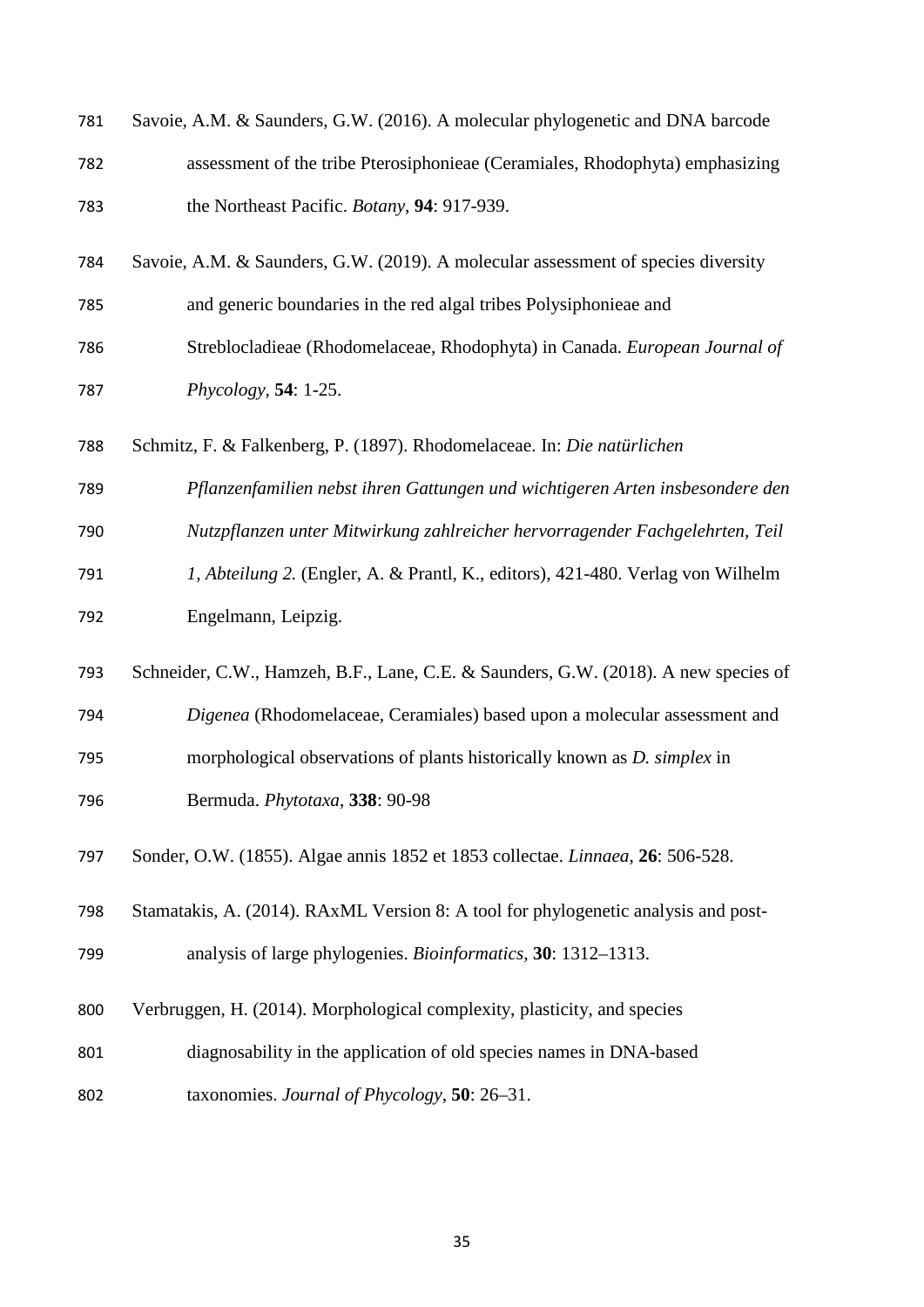Savoie, A.M. & Saunders, G.W. (2016). A molecular phylogenetic and DNA barcode assessment of the tribe Pterosiphonieae (Ceramiales, Rhodophyta) emphasizing the Northeast Pacific. *Botany*, **94**: 917-939.

Savoie, A.M. & Saunders, G.W. (2019). A molecular assessment of species diversity and generic boundaries in the red algal tribes Polysiphonieae and Streblocladieae (Rhodomelaceae, Rhodophyta) in Canada. *European Journal of Phycology*, **54**: 1-25.

Schmitz, F. & Falkenberg, P. (1897). Rhodomelaceae. In: *Die natürlichen Pflanzenfamilien nebst ihren Gattungen und wichtigeren Arten insbesondere den Nutzpflanzen unter Mitwirkung zahlreicher hervorragender Fachgelehrten, Teil 1, Abteilung 2.* (Engler, A. & Prantl, K., editors), 421-480. Verlag von Wilhelm Engelmann, Leipzig.

Schneider, C.W., Hamzeh, B.F., Lane, C.E. & Saunders, G.W. (2018). A new species of *Digenea* (Rhodomelaceae, Ceramiales) based upon a molecular assessment and morphological observations of plants historically known as *D. simplex* in Bermuda. *Phytotaxa*, **338**: 90-98

Sonder, O.W. (1855). Algae annis 1852 et 1853 collectae. *Linnaea*, **26**: 506-528.

Stamatakis, A. (2014). RAxML Version 8: A tool for phylogenetic analysis and post-analysis of large phylogenies. *Bioinformatics*, **30**: 1312–1313.

Verbruggen, H. (2014). Morphological complexity, plasticity, and species diagnosability in the application of old species names in DNA-based taxonomies. *Journal of Phycology*, **50**: 26–31.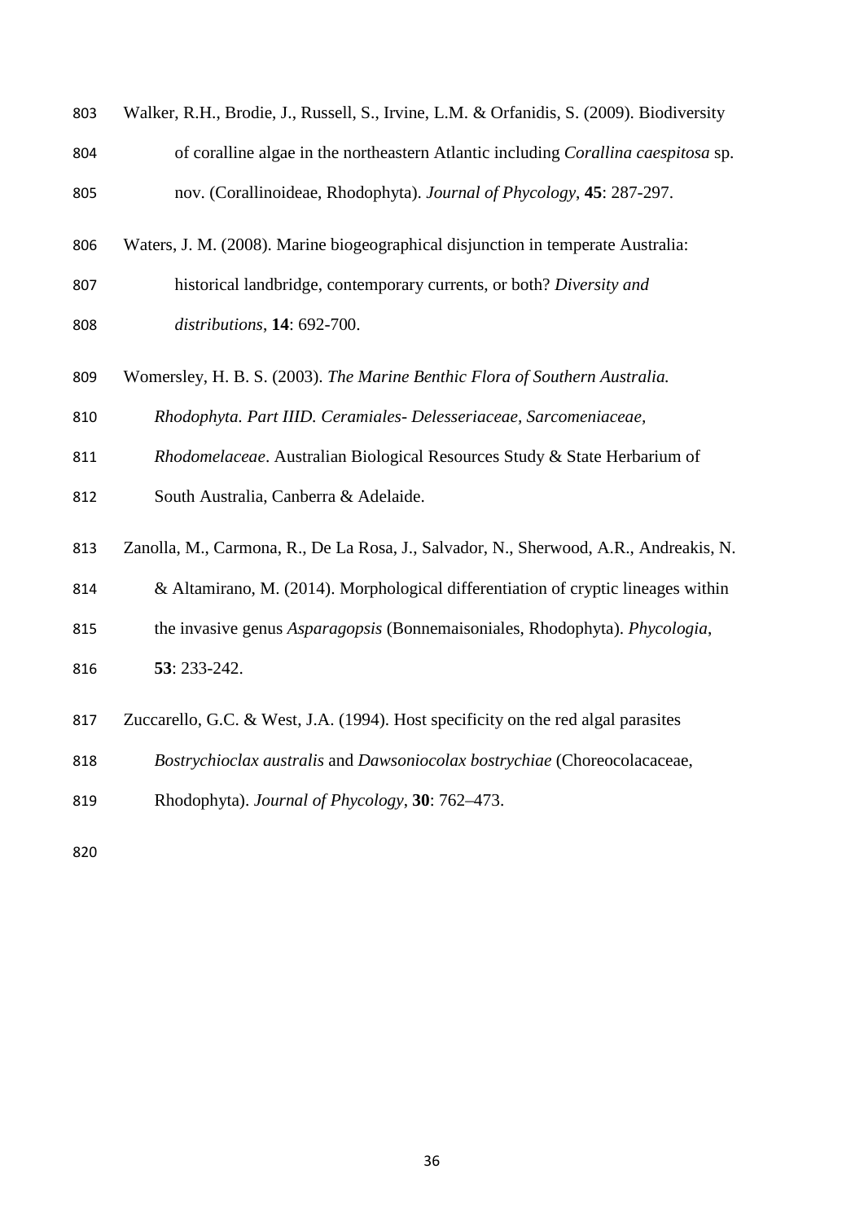Walker, R.H., Brodie, J., Russell, S., Irvine, L.M. & Orfanidis, S. (2009). Biodiversity of coralline algae in the northeastern Atlantic including *Corallina caespitosa* sp. nov. (Corallinoideae, Rhodophyta). *Journal of Phycology*, **45**: 287-297.

Waters, J. M. (2008). Marine biogeographical disjunction in temperate Australia: historical landbridge, contemporary currents, or both? *Diversity and distributions*, **14**: 692-700.

Womersley, H. B. S. (2003). *The Marine Benthic Flora of Southern Australia. Rhodophyta. Part IIID. Ceramiales- Delesseriaceae, Sarcomeniaceae, Rhodomelaceae*. Australian Biological Resources Study & State Herbarium of South Australia, Canberra & Adelaide.

Zanolla, M., Carmona, R., De La Rosa, J., Salvador, N., Sherwood, A.R., Andreakis, N. & Altamirano, M. (2014). Morphological differentiation of cryptic lineages within the invasive genus *Asparagopsis* (Bonnemaisoniales, Rhodophyta). *Phycologia*, **53**: 233-242.

Zuccarello, G.C. & West, J.A. (1994). Host specificity on the red algal parasites *Bostrychioclax australis* and *Dawsoniocolax bostrychiae* (Choreocolacaceae, Rhodophyta). *Journal of Phycology*, **30**: 762–473.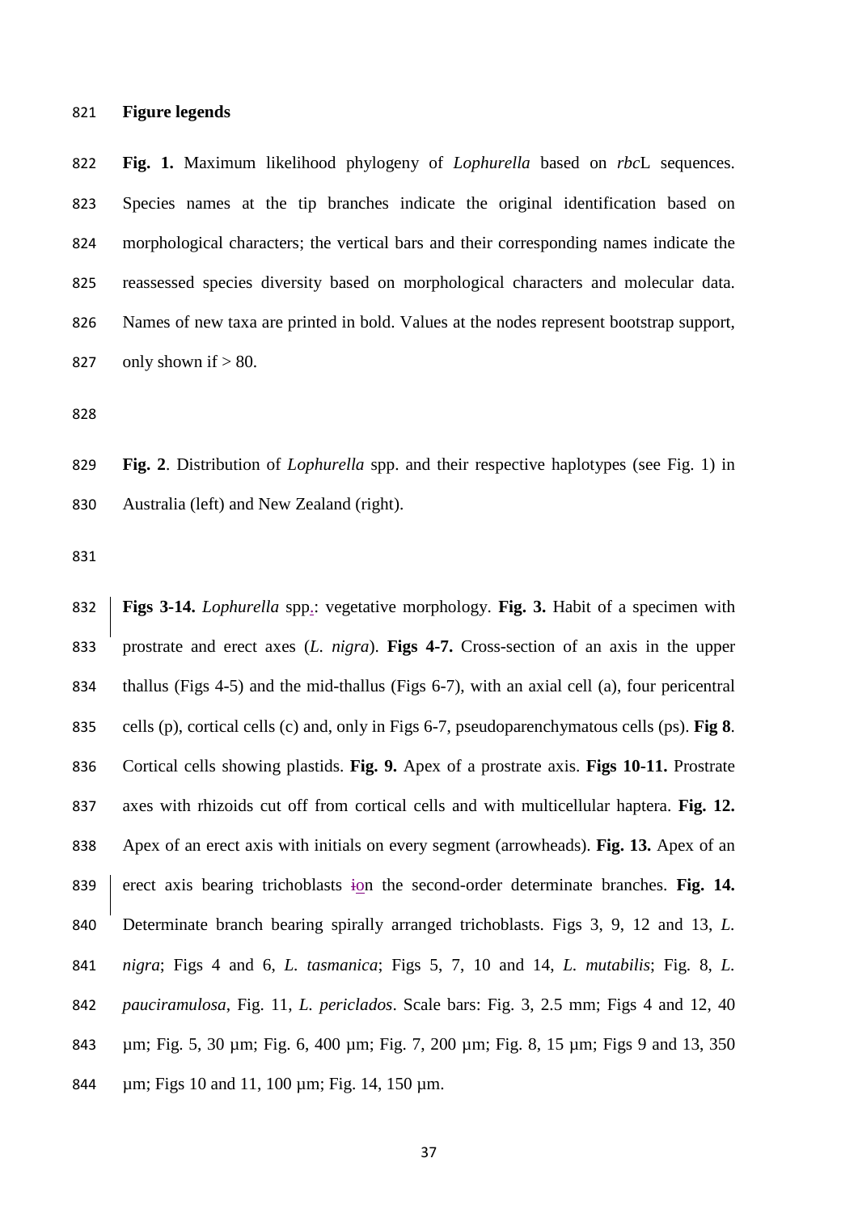## Figure legends

**Fig. 1.** Maximum likelihood phylogeny of *Lophurella* based on *rbc*L sequences. Species names at the tip branches indicate the original identification based on morphological characters; the vertical bars and their corresponding names indicate the reassessed species diversity based on morphological characters and molecular data. Names of new taxa are printed in bold. Values at the nodes represent bootstrap support, only shown if > 80.

**Fig. 2**. Distribution of *Lophurella* spp. and their respective haplotypes (see Fig. 1) in Australia (left) and New Zealand (right).

**Figs 3-14.** *Lophurella* spp.: vegetative morphology. **Fig. 3.** Habit of a specimen with prostrate and erect axes (*L. nigra*). **Figs 4-7.** Cross-section of an axis in the upper thallus (Figs 4-5) and the mid-thallus (Figs 6-7), with an axial cell (a), four pericentral cells (p), cortical cells (c) and, only in Figs 6-7, pseudoparenchymatous cells (ps). **Fig 8**. Cortical cells showing plastids. **Fig. 9.** Apex of a prostrate axis. **Figs 10-11.** Prostrate axes with rhizoids cut off from cortical cells and with multicellular haptera. **Fig. 12.** Apex of an erect axis with initials on every segment (arrowheads). **Fig. 13.** Apex of an erect axis bearing trichoblasts on the second-order determinate branches. **Fig. 14.** Determinate branch bearing spirally arranged trichoblasts. Figs 3, 9, 12 and 13, *L. nigra*; Figs 4 and 6, *L. tasmanica*; Figs 5, 7, 10 and 14, *L. mutabilis*; Fig. 8, *L. pauciramulosa*, Fig. 11, *L. periclados*. Scale bars: Fig. 3, 2.5 mm; Figs 4 and 12, 40 µm; Fig. 5, 30 µm; Fig. 6, 400 µm; Fig. 7, 200 µm; Fig. 8, 15 µm; Figs 9 and 13, 350 µm; Figs 10 and 11, 100 µm; Fig. 14, 150 µm.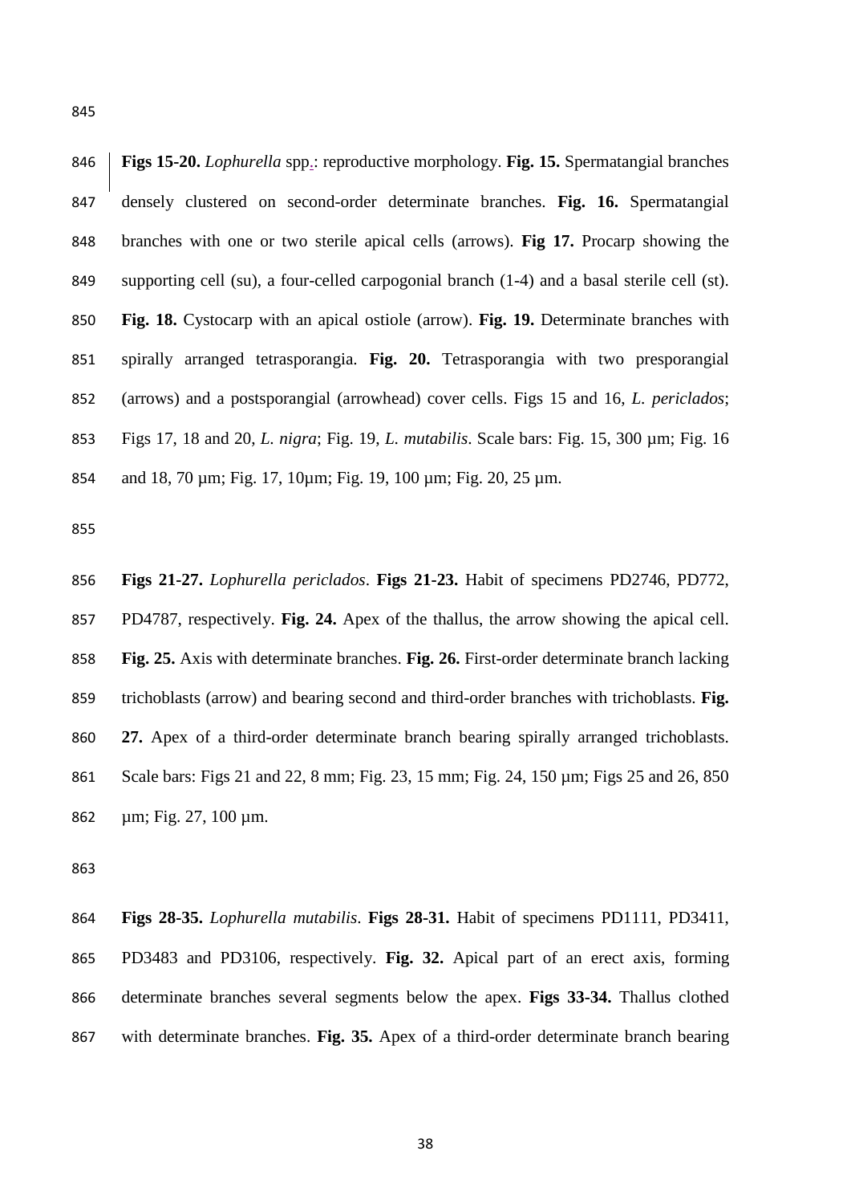**Figs 15-20.** *Lophurella* spp.: reproductive morphology. **Fig. 15.** Spermatangial branches densely clustered on second-order determinate branches. **Fig. 16.** Spermatangial branches with one or two sterile apical cells (arrows). **Fig 17.** Procarp showing the supporting cell (su), a four-celled carpogonial branch (1-4) and a basal sterile cell (st). **Fig. 18.** Cystocarp with an apical ostiole (arrow). **Fig. 19.** Determinate branches with spirally arranged tetrasporangia. **Fig. 20.** Tetrasporangia with two presporangial (arrows) and a postsporangial (arrowhead) cover cells. Figs 15 and 16, *L. periclados*; Figs 17, 18 and 20, *L. nigra*; Fig. 19, *L. mutabilis*. Scale bars: Fig. 15, 300 µm; Fig. 16 and 18, 70 µm; Fig. 17, 10µm; Fig. 19, 100 µm; Fig. 20, 25 µm.

**Figs 21-27.** *Lophurella periclados*. **Figs 21-23.** Habit of specimens PD2746, PD772, PD4787, respectively. **Fig. 24.** Apex of the thallus, the arrow showing the apical cell. **Fig. 25.** Axis with determinate branches. **Fig. 26.** First-order determinate branch lacking trichoblasts (arrow) and bearing second and third-order branches with trichoblasts. **Fig. 27.** Apex of a third-order determinate branch bearing spirally arranged trichoblasts. Scale bars: Figs 21 and 22, 8 mm; Fig. 23, 15 mm; Fig. 24, 150 µm; Figs 25 and 26, 850 µm; Fig. 27, 100 µm.

**Figs 28-35.** *Lophurella mutabilis*. **Figs 28-31.** Habit of specimens PD1111, PD3411, PD3483 and PD3106, respectively. **Fig. 32.** Apical part of an erect axis, forming determinate branches several segments below the apex. **Figs 33-34.** Thallus clothed with determinate branches. **Fig. 35.** Apex of a third-order determinate branch bearing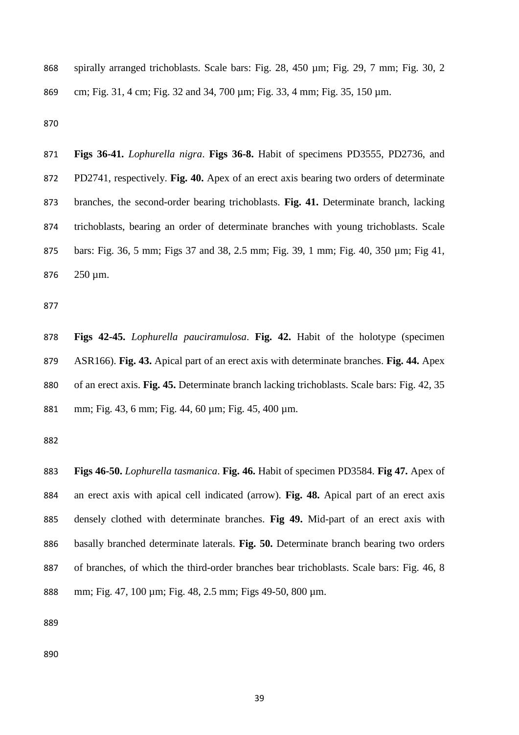spirally arranged trichoblasts. Scale bars: Fig. 28, 450 µm; Fig. 29, 7 mm; Fig. 30, 2 cm; Fig. 31, 4 cm; Fig. 32 and 34, 700 µm; Fig. 33, 4 mm; Fig. 35, 150 µm.

**Figs 36-41.** *Lophurella nigra*. **Figs 36-8.** Habit of specimens PD3555, PD2736, and PD2741, respectively. **Fig. 40.** Apex of an erect axis bearing two orders of determinate branches, the second-order bearing trichoblasts. **Fig. 41.** Determinate branch, lacking trichoblasts, bearing an order of determinate branches with young trichoblasts. Scale bars: Fig. 36, 5 mm; Figs 37 and 38, 2.5 mm; Fig. 39, 1 mm; Fig. 40, 350 µm; Fig 41, 250 µm.

**Figs 42-45.** *Lophurella pauciramulosa*. **Fig. 42.** Habit of the holotype (specimen ASR166). **Fig. 43.** Apical part of an erect axis with determinate branches. **Fig. 44.** Apex of an erect axis. **Fig. 45.** Determinate branch lacking trichoblasts. Scale bars: Fig. 42, 35 mm; Fig. 43, 6 mm; Fig. 44, 60 µm; Fig. 45, 400 µm.

**Figs 46-50.** *Lophurella tasmanica*. **Fig. 46.** Habit of specimen PD3584. **Fig 47.** Apex of an erect axis with apical cell indicated (arrow). **Fig. 48.** Apical part of an erect axis densely clothed with determinate branches. **Fig 49.** Mid-part of an erect axis with basally branched determinate laterals. **Fig. 50.** Determinate branch bearing two orders of branches, of which the third-order branches bear trichoblasts. Scale bars: Fig. 46, 8 mm; Fig. 47, 100 µm; Fig. 48, 2.5 mm; Figs 49-50, 800 µm.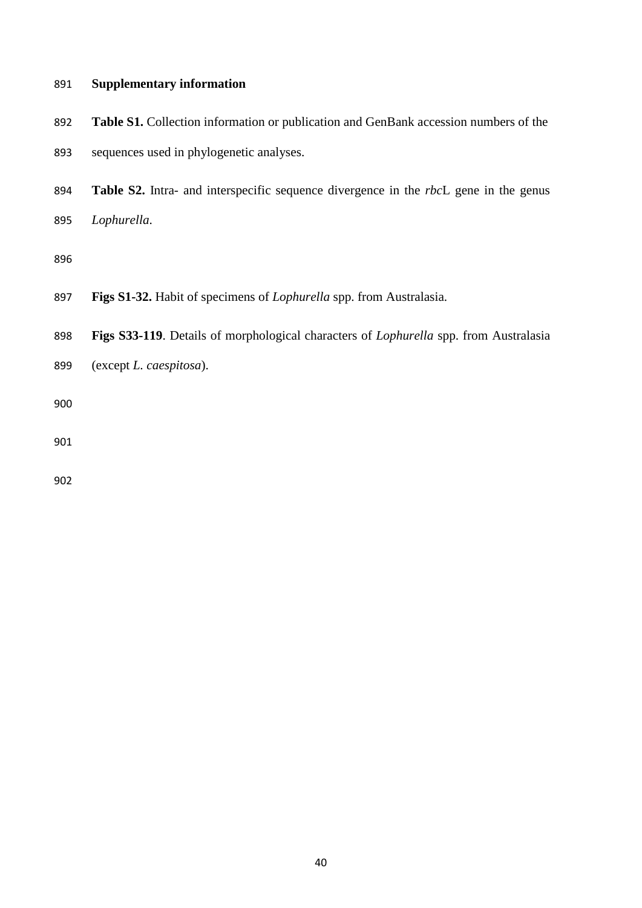## Supplementary information

**Table S1.** Collection information or publication and GenBank accession numbers of the sequences used in phylogenetic analyses.

**Table S2.** Intra- and interspecific sequence divergence in the *rbc*L gene in the genus *Lophurella*.

**Figs S1-32.** Habit of specimens of *Lophurella* spp. from Australasia.

**Figs S33-119**. Details of morphological characters of *Lophurella* spp. from Australasia (except *L. caespitosa*).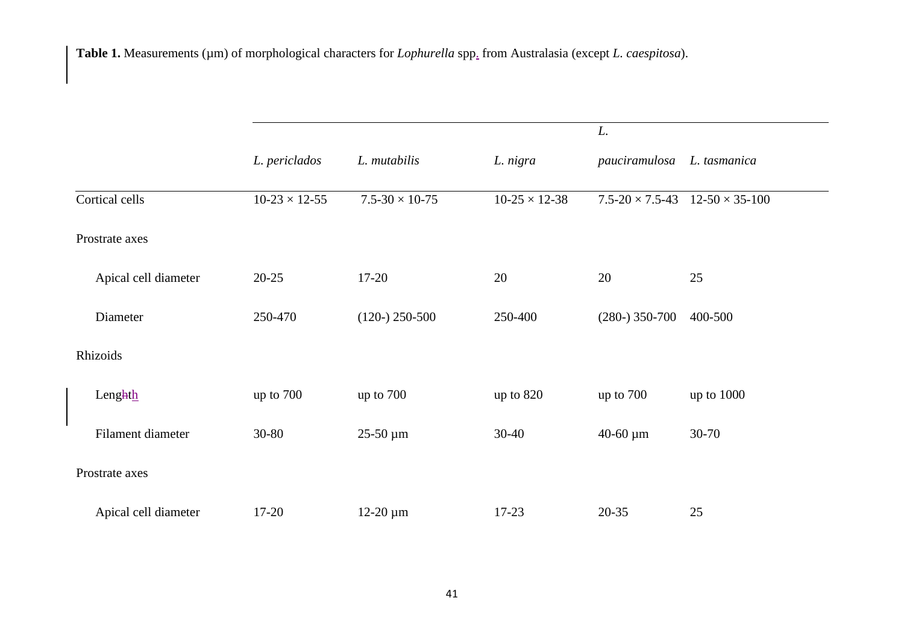**Table 1.** Measurements (µm) of morphological characters for *Lophurella* spp. from Australasia (except *L. caespitosa*).

| | *L. periclados* | *L. mutabilis* | *L. nigra* | *L. pauciramulosa* | *L. tasmanica* |
|---|---|---|---|---|---|
| Cortical cells | 10-23 × 12-55 | 7.5-30 × 10-75 | 10-25 × 12-38 | 7.5-20 × 7.5-43 | 12-50 × 35-100 |
| Prostrate axes | | | | | |
| Apical cell diameter | 20-25 | 17-20 | 20 | 20 | 25 |
| Diameter | 250-470 | (120-) 250-500 | 250-400 | (280-) 350-700 | 400-500 |
| Rhizoids | | | | | |
| Length | up to 700 | up to 700 | up to 820 | up to 700 | up to 1000 |
| Filament diameter | 30-80 | 25-50 µm | 30-40 | 40-60 µm | 30-70 |
| Prostrate axes | | | | | |
| Apical cell diameter | 17-20 | 12-20 µm | 17-23 | 20-35 | 25 |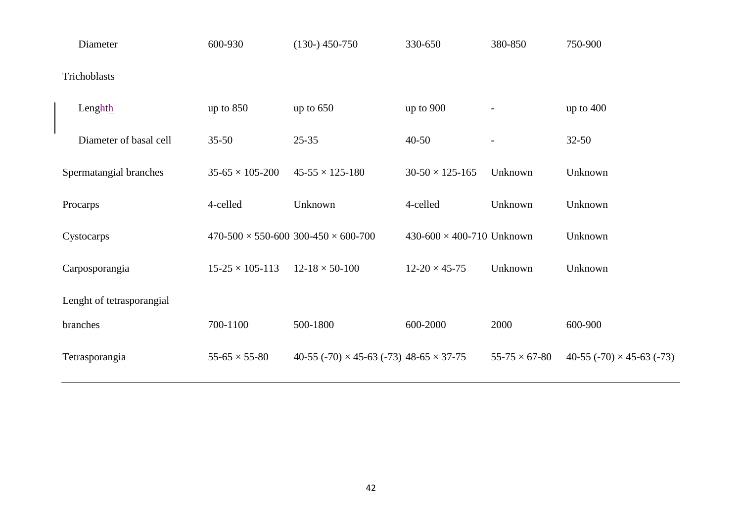| | | | | | |
|---|---|---|---|---|---|
| Diameter | 600-930 | (130-) 450-750 | 330-650 | 380-850 | 750-900 |
| Trichoblasts | | | | | |
| Length | up to 850 | up to 650 | up to 900 | - | up to 400 |
| Diameter of basal cell | 35-50 | 25-35 | 40-50 | - | 32-50 |
| Spermatangial branches | 35-65 × 105-200 | 45-55 × 125-180 | 30-50 × 125-165 | Unknown | Unknown |
| Procarps | 4-celled | Unknown | 4-celled | Unknown | Unknown |
| Cystocarps | 470-500 × 550-600 | 300-450 × 600-700 | 430-600 × 400-710 | Unknown | Unknown |
| Carposporangia | 15-25 × 105-113 | 12-18 × 50-100 | 12-20 × 45-75 | Unknown | Unknown |
| Lenght of tetrasporangial branches | 700-1100 | 500-1800 | 600-2000 | 2000 | 600-900 |
| Tetrasporangia | 55-65 × 55-80 | 40-55 (-70) × 45-63 (-73) | 48-65 × 37-75 | 55-75 × 67-80 | 40-55 (-70) × 45-63 (-73) |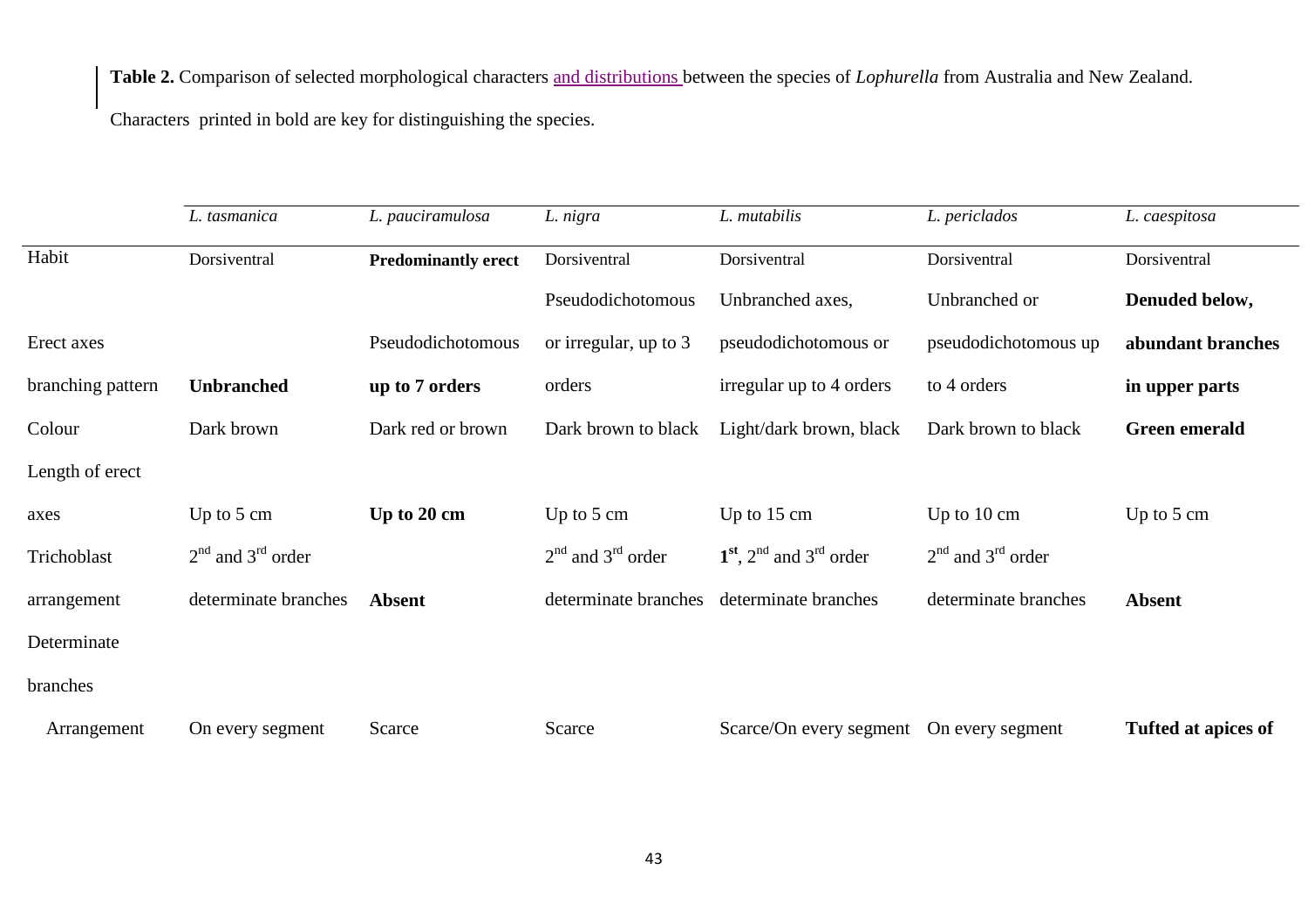**Table 2.** Comparison of selected morphological characters and distributions between the species of *Lophurella* from Australia and New Zealand.

Characters printed in bold are key for distinguishing the species.

| | *L. tasmanica* | *L. pauciramulosa* | *L. nigra* | *L. mutabilis* | *L. periclados* | *L. caespitosa* |
|---|---|---|---|---|---|---|
| Habit | Dorsiventral | **Predominantly erect** | Dorsiventral | Dorsiventral | Dorsiventral | Dorsiventral |
| Erect axes branching pattern | **Unbranched** | Pseudodichotomous **up to 7 orders** | Pseudodichotomous or irregular, up to 3 orders | Unbranched axes, pseudodichotomous or irregular up to 4 orders | Unbranched or pseudodichotomous up to 4 orders | **Denuded below, abundant branches in upper parts** |
| Colour | Dark brown | Dark red or brown | Dark brown to black | Light/dark brown, black | Dark brown to black | **Green emerald** |
| Length of erect axes | Up to 5 cm | **Up to 20 cm** | Up to 5 cm | Up to 15 cm | Up to 10 cm | Up to 5 cm |
| Trichoblast arrangement | 2nd and 3rd order determinate branches | **Absent** | 2nd and 3rd order determinate branches | **1st**, 2nd and 3rd order determinate branches | 2nd and 3rd order determinate branches | **Absent** |
| Determinate branches | | | | | | |
| Arrangement | On every segment | Scarce | Scarce | Scarce/On every segment | On every segment | **Tufted at apices of** |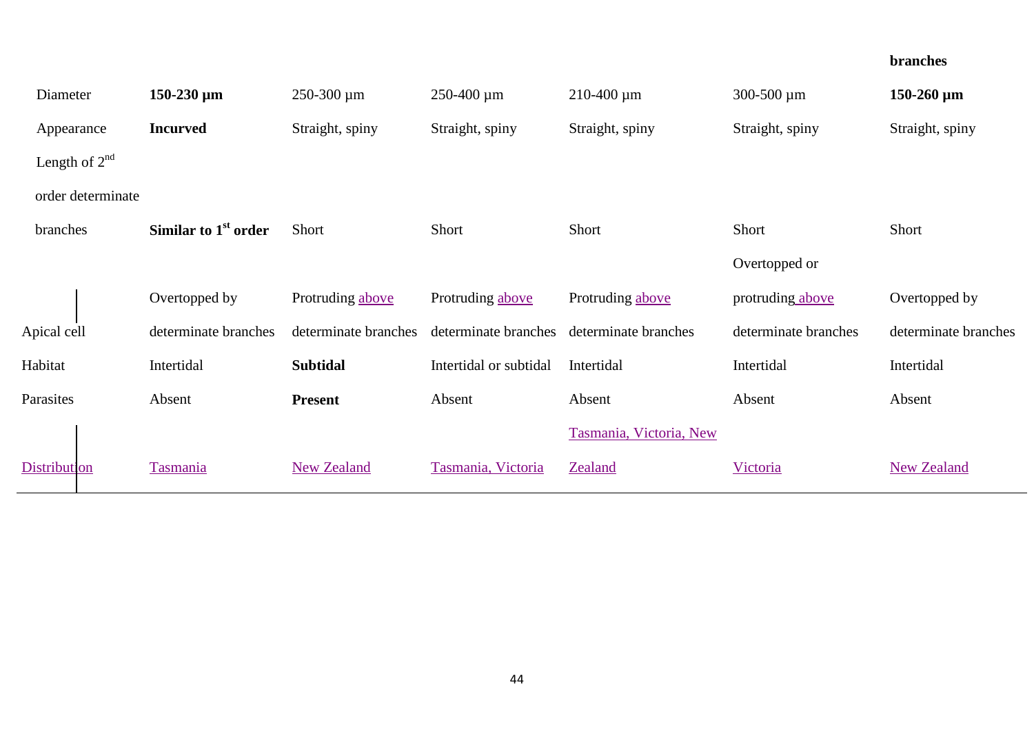| | | | | | | branches |
|---|---|---|---|---|---|---|
| Diameter | **150-230 µm** | 250-300 µm | 250-400 µm | 210-400 µm | 300-500 µm | **150-260 µm** |
| Appearance | **Incurved** | Straight, spiny | Straight, spiny | Straight, spiny | Straight, spiny | Straight, spiny |
| Length of 2nd order determinate branches | **Similar to 1st order** | Short | Short | Short | Short | Short |
| Apical cell | Overtopped by determinate branches | Protruding above determinate branches | Protruding above determinate branches | Protruding above determinate branches | Overtopped or protruding above determinate branches | Overtopped by determinate branches |
| Habitat | Intertidal | **Subtidal** | Intertidal or subtidal | Intertidal | Intertidal | Intertidal |
| Parasites | Absent | **Present** | Absent | Absent | Absent | Absent |
| Distribution | Tasmania | New Zealand | Tasmania, Victoria | Tasmania, Victoria, New Zealand | Victoria | New Zealand |